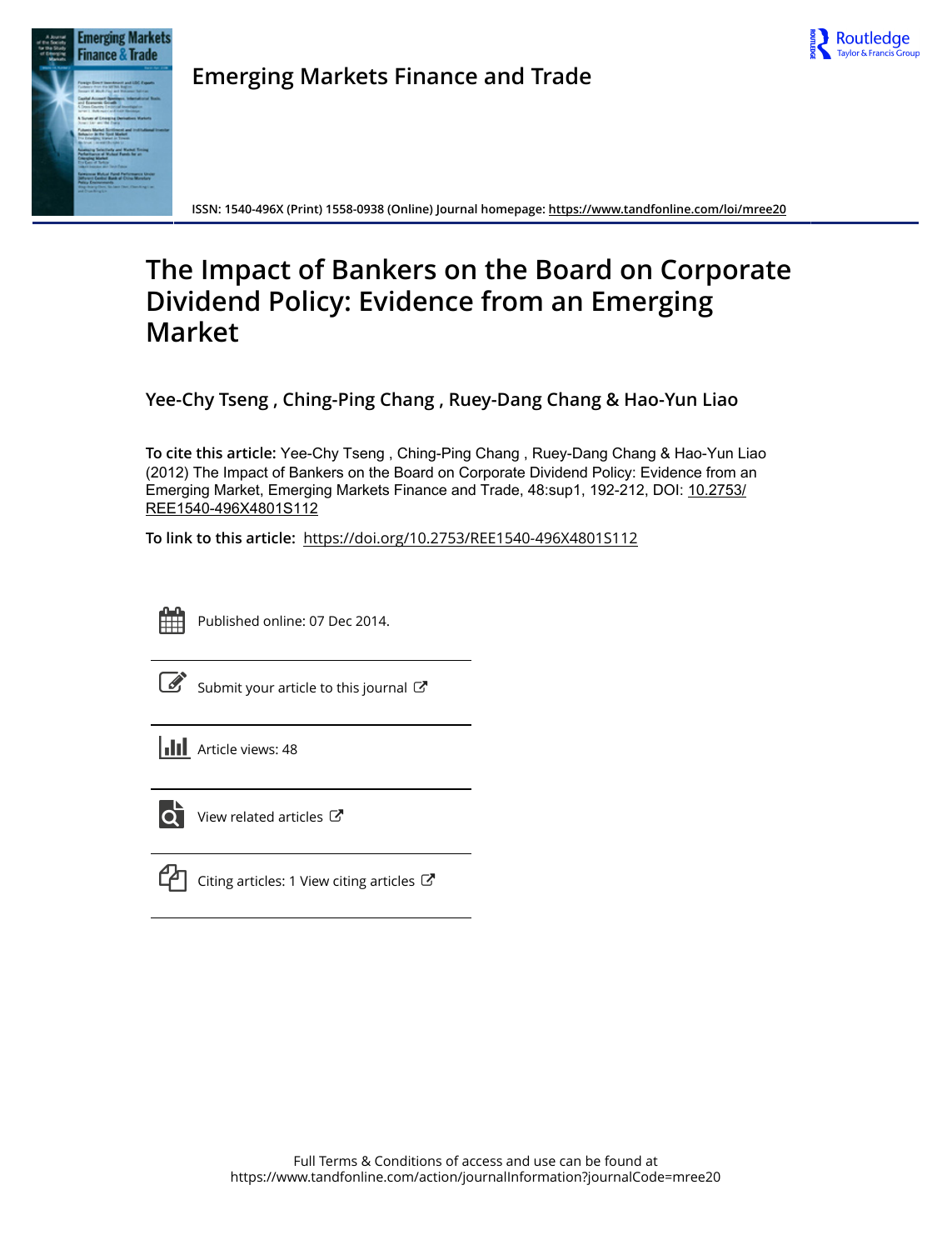# Emerging Markets Finance and Trade

ISSN: 1540-496X (Print) 1558-0938 (Online) Journal homepage: https://www.tandfonline.com/loi/mree20

# The Impact of Bankers on the Board on Corporate Dividend Policy: Evidence from an Emerging Market

**Yee-Chy Tseng , Ching-Ping Chang , Ruey-Dang Chang & Hao-Yun Liao**

**To cite this article:** Yee-Chy Tseng , Ching-Ping Chang , Ruey-Dang Chang & Hao-Yun Liao (2012) The Impact of Bankers on the Board on Corporate Dividend Policy: Evidence from an Emerging Market, Emerging Markets Finance and Trade, 48:sup1, 192-212, DOI: 10.2753/REE1540-496X4801S112

**To link to this article:** https://doi.org/10.2753/REE1540-496X4801S112

Published online: 07 Dec 2014.

Submit your article to this journal

Article views: 48

View related articles

Citing articles: 1 View citing articles

Full Terms & Conditions of access and use can be found at https://www.tandfonline.com/action/journalInformation?journalCode=mree20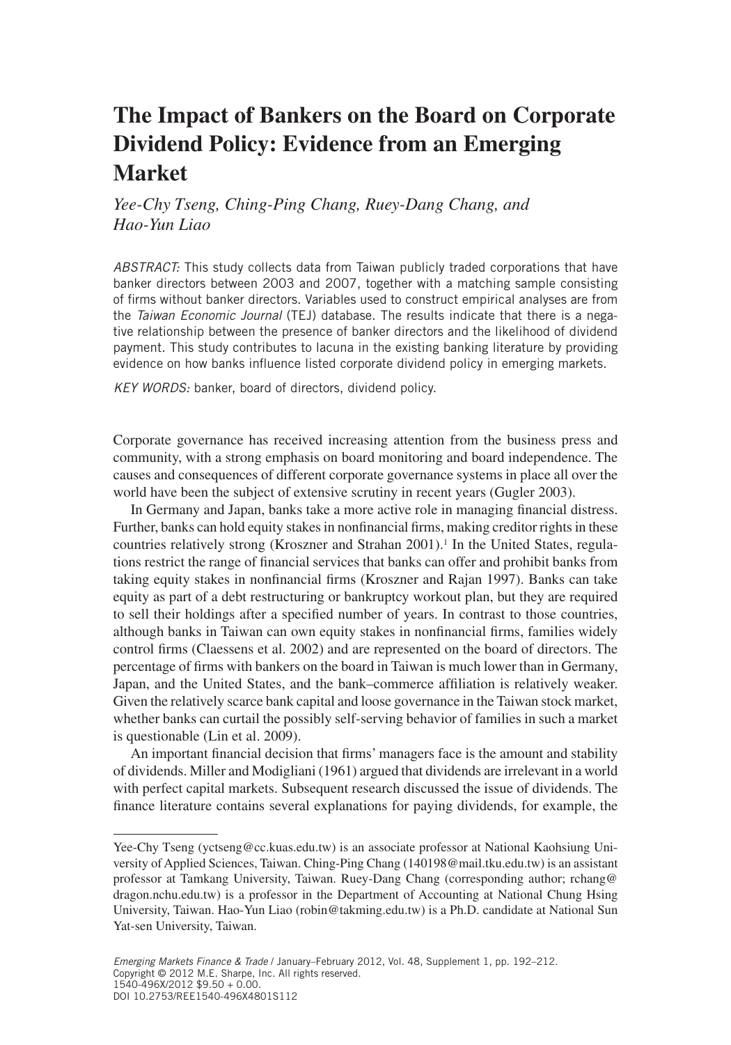# The Impact of Bankers on the Board on Corporate Dividend Policy: Evidence from an Emerging Market

*Yee-Chy Tseng, Ching-Ping Chang, Ruey-Dang Chang, and Hao-Yun Liao*

*ABSTRACT:* This study collects data from Taiwan publicly traded corporations that have banker directors between 2003 and 2007, together with a matching sample consisting of firms without banker directors. Variables used to construct empirical analyses are from the *Taiwan Economic Journal* (TEJ) database. The results indicate that there is a negative relationship between the presence of banker directors and the likelihood of dividend payment. This study contributes to lacuna in the existing banking literature by providing evidence on how banks influence listed corporate dividend policy in emerging markets.

*KEY WORDS:* banker, board of directors, dividend policy.

Corporate governance has received increasing attention from the business press and community, with a strong emphasis on board monitoring and board independence. The causes and consequences of different corporate governance systems in place all over the world have been the subject of extensive scrutiny in recent years (Gugler 2003).

In Germany and Japan, banks take a more active role in managing financial distress. Further, banks can hold equity stakes in nonfinancial firms, making creditor rights in these countries relatively strong (Kroszner and Strahan 2001).[1] In the United States, regulations restrict the range of financial services that banks can offer and prohibit banks from taking equity stakes in nonfinancial firms (Kroszner and Rajan 1997). Banks can take equity as part of a debt restructuring or bankruptcy workout plan, but they are required to sell their holdings after a specified number of years. In contrast to those countries, although banks in Taiwan can own equity stakes in nonfinancial firms, families widely control firms (Claessens et al. 2002) and are represented on the board of directors. The percentage of firms with bankers on the board in Taiwan is much lower than in Germany, Japan, and the United States, and the bank–commerce affiliation is relatively weaker. Given the relatively scarce bank capital and loose governance in the Taiwan stock market, whether banks can curtail the possibly self-serving behavior of families in such a market is questionable (Lin et al. 2009).

An important financial decision that firms' managers face is the amount and stability of dividends. Miller and Modigliani (1961) argued that dividends are irrelevant in a world with perfect capital markets. Subsequent research discussed the issue of dividends. The finance literature contains several explanations for paying dividends, for example, the

Yee-Chy Tseng (yctseng@cc.kuas.edu.tw) is an associate professor at National Kaohsiung University of Applied Sciences, Taiwan. Ching-Ping Chang (140198@mail.tku.edu.tw) is an assistant professor at Tamkang University, Taiwan. Ruey-Dang Chang (corresponding author; rchang@dragon.nchu.edu.tw) is a professor in the Department of Accounting at National Chung Hsing University, Taiwan. Hao-Yun Liao (robin@takming.edu.tw) is a Ph.D. candidate at National Sun Yat-sen University, Taiwan.

*Emerging Markets Finance & Trade* / January–February 2012, Vol. 48, Supplement 1, pp. 192–212.
Copyright © 2012 M.E. Sharpe, Inc. All rights reserved.
1540-496X/2012 $9.50 + 0.00.
DOI 10.2753/REE1540-496X4801S112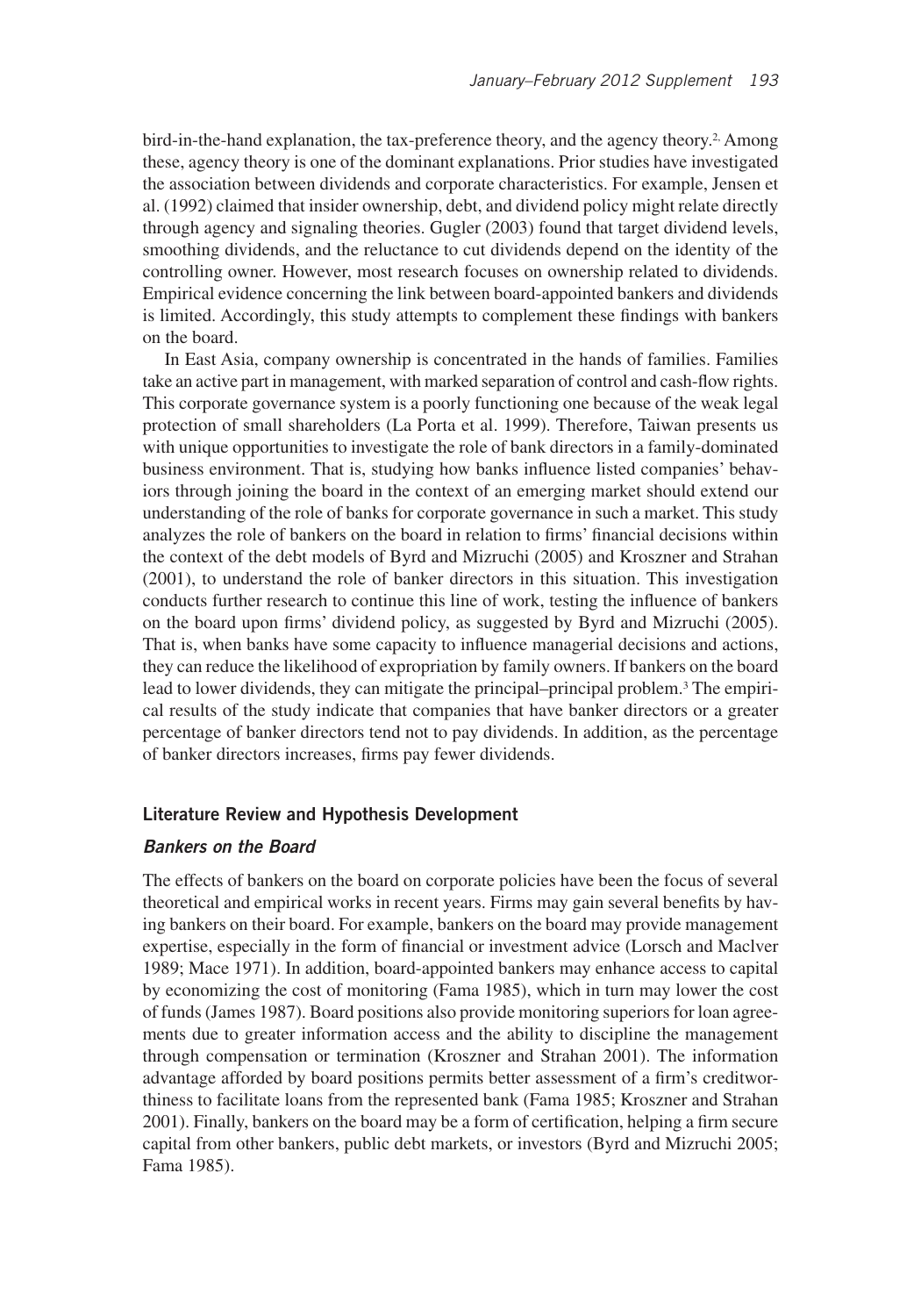bird-in-the-hand explanation, the tax-preference theory, and the agency theory.[2] Among these, agency theory is one of the dominant explanations. Prior studies have investigated the association between dividends and corporate characteristics. For example, Jensen et al. (1992) claimed that insider ownership, debt, and dividend policy might relate directly through agency and signaling theories. Gugler (2003) found that target dividend levels, smoothing dividends, and the reluctance to cut dividends depend on the identity of the controlling owner. However, most research focuses on ownership related to dividends. Empirical evidence concerning the link between board-appointed bankers and dividends is limited. Accordingly, this study attempts to complement these findings with bankers on the board.

In East Asia, company ownership is concentrated in the hands of families. Families take an active part in management, with marked separation of control and cash-flow rights. This corporate governance system is a poorly functioning one because of the weak legal protection of small shareholders (La Porta et al. 1999). Therefore, Taiwan presents us with unique opportunities to investigate the role of bank directors in a family-dominated business environment. That is, studying how banks influence listed companies' behaviors through joining the board in the context of an emerging market should extend our understanding of the role of banks for corporate governance in such a market. This study analyzes the role of bankers on the board in relation to firms' financial decisions within the context of the debt models of Byrd and Mizruchi (2005) and Kroszner and Strahan (2001), to understand the role of banker directors in this situation. This investigation conducts further research to continue this line of work, testing the influence of bankers on the board upon firms' dividend policy, as suggested by Byrd and Mizruchi (2005). That is, when banks have some capacity to influence managerial decisions and actions, they can reduce the likelihood of expropriation by family owners. If bankers on the board lead to lower dividends, they can mitigate the principal–principal problem.[3] The empirical results of the study indicate that companies that have banker directors or a greater percentage of banker directors tend not to pay dividends. In addition, as the percentage of banker directors increases, firms pay fewer dividends.

## Literature Review and Hypothesis Development

### *Bankers on the Board*

The effects of bankers on the board on corporate policies have been the focus of several theoretical and empirical works in recent years. Firms may gain several benefits by having bankers on their board. For example, bankers on the board may provide management expertise, especially in the form of financial or investment advice (Lorsch and MacIver 1989; Mace 1971). In addition, board-appointed bankers may enhance access to capital by economizing the cost of monitoring (Fama 1985), which in turn may lower the cost of funds (James 1987). Board positions also provide monitoring superiors for loan agreements due to greater information access and the ability to discipline the management through compensation or termination (Kroszner and Strahan 2001). The information advantage afforded by board positions permits better assessment of a firm's creditworthiness to facilitate loans from the represented bank (Fama 1985; Kroszner and Strahan 2001). Finally, bankers on the board may be a form of certification, helping a firm secure capital from other bankers, public debt markets, or investors (Byrd and Mizruchi 2005; Fama 1985).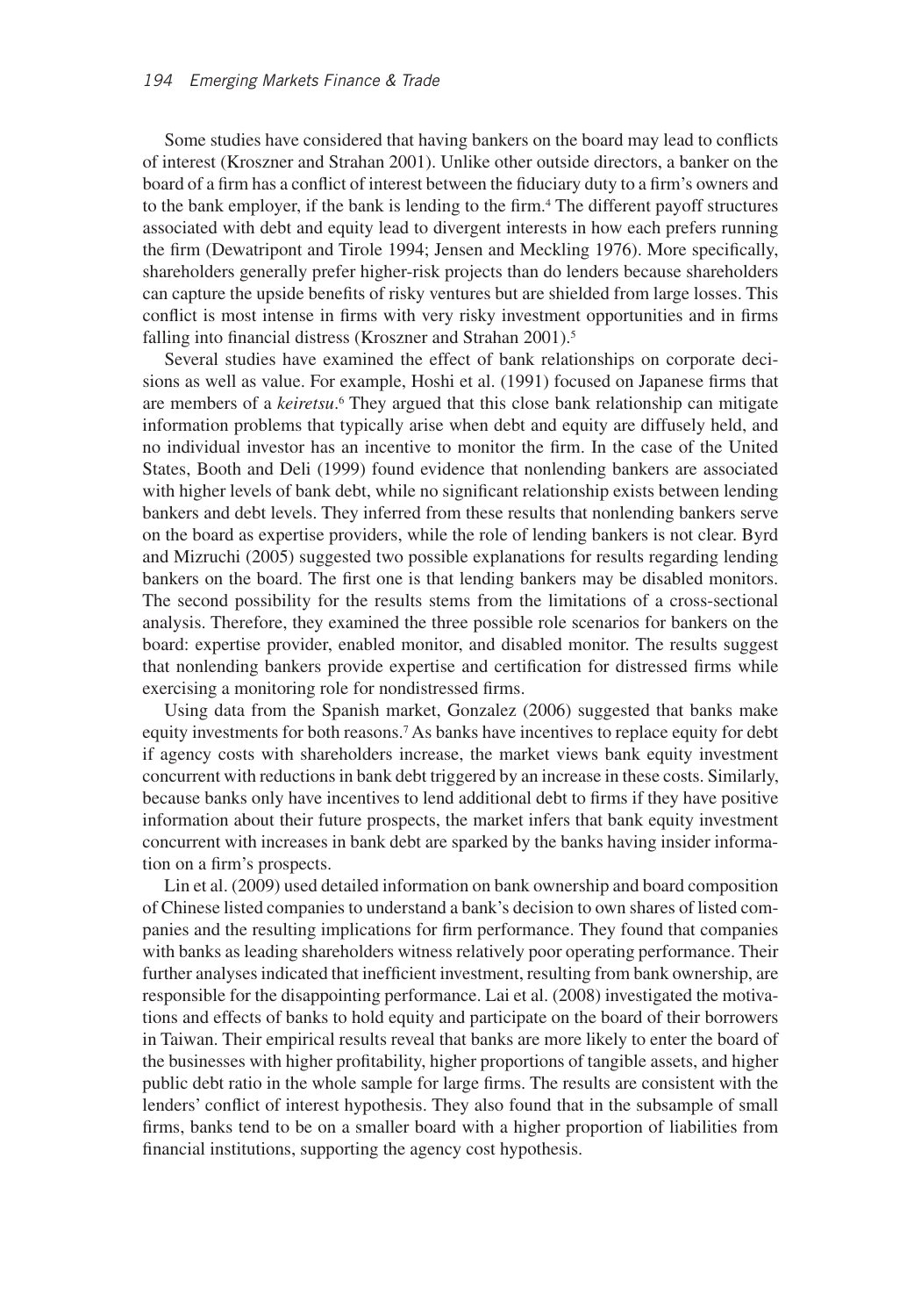Some studies have considered that having bankers on the board may lead to conflicts of interest (Kroszner and Strahan 2001). Unlike other outside directors, a banker on the board of a firm has a conflict of interest between the fiduciary duty to a firm's owners and to the bank employer, if the bank is lending to the firm.[4] The different payoff structures associated with debt and equity lead to divergent interests in how each prefers running the firm (Dewatripont and Tirole 1994; Jensen and Meckling 1976). More specifically, shareholders generally prefer higher-risk projects than do lenders because shareholders can capture the upside benefits of risky ventures but are shielded from large losses. This conflict is most intense in firms with very risky investment opportunities and in firms falling into financial distress (Kroszner and Strahan 2001).[5]

Several studies have examined the effect of bank relationships on corporate decisions as well as value. For example, Hoshi et al. (1991) focused on Japanese firms that are members of a *keiretsu*.[6] They argued that this close bank relationship can mitigate information problems that typically arise when debt and equity are diffusely held, and no individual investor has an incentive to monitor the firm. In the case of the United States, Booth and Deli (1999) found evidence that nonlending bankers are associated with higher levels of bank debt, while no significant relationship exists between lending bankers and debt levels. They inferred from these results that nonlending bankers serve on the board as expertise providers, while the role of lending bankers is not clear. Byrd and Mizruchi (2005) suggested two possible explanations for results regarding lending bankers on the board. The first one is that lending bankers may be disabled monitors. The second possibility for the results stems from the limitations of a cross-sectional analysis. Therefore, they examined the three possible role scenarios for bankers on the board: expertise provider, enabled monitor, and disabled monitor. The results suggest that nonlending bankers provide expertise and certification for distressed firms while exercising a monitoring role for nondistressed firms.

Using data from the Spanish market, Gonzalez (2006) suggested that banks make equity investments for both reasons.[7] As banks have incentives to replace equity for debt if agency costs with shareholders increase, the market views bank equity investment concurrent with reductions in bank debt triggered by an increase in these costs. Similarly, because banks only have incentives to lend additional debt to firms if they have positive information about their future prospects, the market infers that bank equity investment concurrent with increases in bank debt are sparked by the banks having insider information on a firm's prospects.

Lin et al. (2009) used detailed information on bank ownership and board composition of Chinese listed companies to understand a bank's decision to own shares of listed companies and the resulting implications for firm performance. They found that companies with banks as leading shareholders witness relatively poor operating performance. Their further analyses indicated that inefficient investment, resulting from bank ownership, are responsible for the disappointing performance. Lai et al. (2008) investigated the motivations and effects of banks to hold equity and participate on the board of their borrowers in Taiwan. Their empirical results reveal that banks are more likely to enter the board of the businesses with higher profitability, higher proportions of tangible assets, and higher public debt ratio in the whole sample for large firms. The results are consistent with the lenders' conflict of interest hypothesis. They also found that in the subsample of small firms, banks tend to be on a smaller board with a higher proportion of liabilities from financial institutions, supporting the agency cost hypothesis.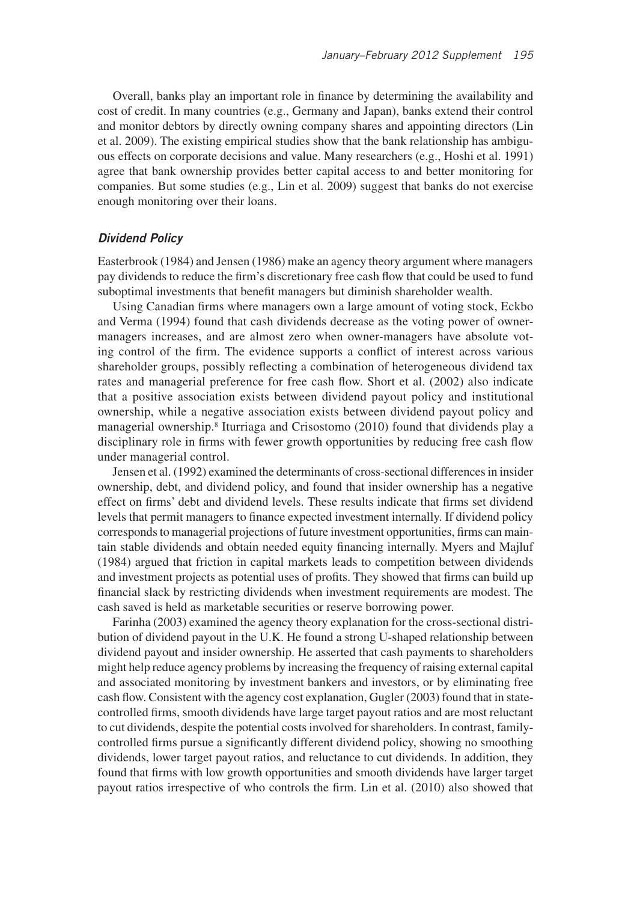Overall, banks play an important role in finance by determining the availability and cost of credit. In many countries (e.g., Germany and Japan), banks extend their control and monitor debtors by directly owning company shares and appointing directors (Lin et al. 2009). The existing empirical studies show that the bank relationship has ambiguous effects on corporate decisions and value. Many researchers (e.g., Hoshi et al. 1991) agree that bank ownership provides better capital access to and better monitoring for companies. But some studies (e.g., Lin et al. 2009) suggest that banks do not exercise enough monitoring over their loans.

### *Dividend Policy*

Easterbrook (1984) and Jensen (1986) make an agency theory argument where managers pay dividends to reduce the firm's discretionary free cash flow that could be used to fund suboptimal investments that benefit managers but diminish shareholder wealth.

Using Canadian firms where managers own a large amount of voting stock, Eckbo and Verma (1994) found that cash dividends decrease as the voting power of owner-managers increases, and are almost zero when owner-managers have absolute voting control of the firm. The evidence supports a conflict of interest across various shareholder groups, possibly reflecting a combination of heterogeneous dividend tax rates and managerial preference for free cash flow. Short et al. (2002) also indicate that a positive association exists between dividend payout policy and institutional ownership, while a negative association exists between dividend payout policy and managerial ownership.[8] Iturriaga and Crisostomo (2010) found that dividends play a disciplinary role in firms with fewer growth opportunities by reducing free cash flow under managerial control.

Jensen et al. (1992) examined the determinants of cross-sectional differences in insider ownership, debt, and dividend policy, and found that insider ownership has a negative effect on firms' debt and dividend levels. These results indicate that firms set dividend levels that permit managers to finance expected investment internally. If dividend policy corresponds to managerial projections of future investment opportunities, firms can maintain stable dividends and obtain needed equity financing internally. Myers and Majluf (1984) argued that friction in capital markets leads to competition between dividends and investment projects as potential uses of profits. They showed that firms can build up financial slack by restricting dividends when investment requirements are modest. The cash saved is held as marketable securities or reserve borrowing power.

Farinha (2003) examined the agency theory explanation for the cross-sectional distribution of dividend payout in the U.K. He found a strong U-shaped relationship between dividend payout and insider ownership. He asserted that cash payments to shareholders might help reduce agency problems by increasing the frequency of raising external capital and associated monitoring by investment bankers and investors, or by eliminating free cash flow. Consistent with the agency cost explanation, Gugler (2003) found that in state-controlled firms, smooth dividends have large target payout ratios and are most reluctant to cut dividends, despite the potential costs involved for shareholders. In contrast, family-controlled firms pursue a significantly different dividend policy, showing no smoothing dividends, lower target payout ratios, and reluctance to cut dividends. In addition, they found that firms with low growth opportunities and smooth dividends have larger target payout ratios irrespective of who controls the firm. Lin et al. (2010) also showed that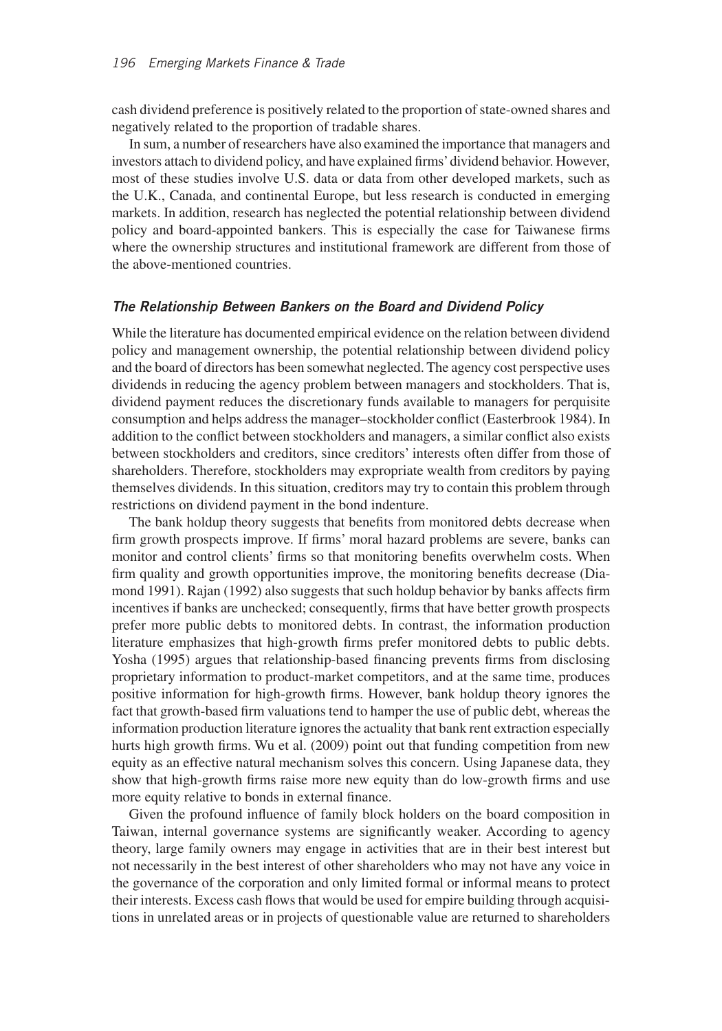cash dividend preference is positively related to the proportion of state-owned shares and negatively related to the proportion of tradable shares.

In sum, a number of researchers have also examined the importance that managers and investors attach to dividend policy, and have explained firms' dividend behavior. However, most of these studies involve U.S. data or data from other developed markets, such as the U.K., Canada, and continental Europe, but less research is conducted in emerging markets. In addition, research has neglected the potential relationship between dividend policy and board-appointed bankers. This is especially the case for Taiwanese firms where the ownership structures and institutional framework are different from those of the above-mentioned countries.

### *The Relationship Between Bankers on the Board and Dividend Policy*

While the literature has documented empirical evidence on the relation between dividend policy and management ownership, the potential relationship between dividend policy and the board of directors has been somewhat neglected. The agency cost perspective uses dividends in reducing the agency problem between managers and stockholders. That is, dividend payment reduces the discretionary funds available to managers for perquisite consumption and helps address the manager–stockholder conflict (Easterbrook 1984). In addition to the conflict between stockholders and managers, a similar conflict also exists between stockholders and creditors, since creditors' interests often differ from those of shareholders. Therefore, stockholders may expropriate wealth from creditors by paying themselves dividends. In this situation, creditors may try to contain this problem through restrictions on dividend payment in the bond indenture.

The bank holdup theory suggests that benefits from monitored debts decrease when firm growth prospects improve. If firms' moral hazard problems are severe, banks can monitor and control clients' firms so that monitoring benefits overwhelm costs. When firm quality and growth opportunities improve, the monitoring benefits decrease (Diamond 1991). Rajan (1992) also suggests that such holdup behavior by banks affects firm incentives if banks are unchecked; consequently, firms that have better growth prospects prefer more public debts to monitored debts. In contrast, the information production literature emphasizes that high-growth firms prefer monitored debts to public debts. Yosha (1995) argues that relationship-based financing prevents firms from disclosing proprietary information to product-market competitors, and at the same time, produces positive information for high-growth firms. However, bank holdup theory ignores the fact that growth-based firm valuations tend to hamper the use of public debt, whereas the information production literature ignores the actuality that bank rent extraction especially hurts high growth firms. Wu et al. (2009) point out that funding competition from new equity as an effective natural mechanism solves this concern. Using Japanese data, they show that high-growth firms raise more new equity than do low-growth firms and use more equity relative to bonds in external finance.

Given the profound influence of family block holders on the board composition in Taiwan, internal governance systems are significantly weaker. According to agency theory, large family owners may engage in activities that are in their best interest but not necessarily in the best interest of other shareholders who may not have any voice in the governance of the corporation and only limited formal or informal means to protect their interests. Excess cash flows that would be used for empire building through acquisitions in unrelated areas or in projects of questionable value are returned to shareholders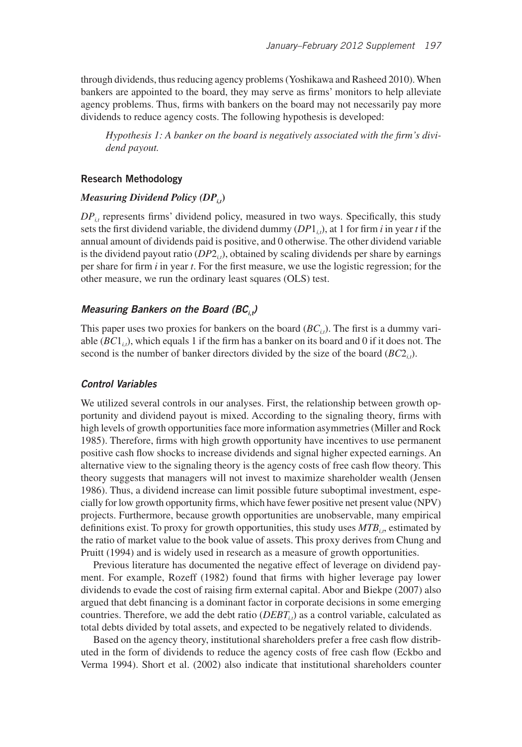through dividends, thus reducing agency problems (Yoshikawa and Rasheed 2010). When bankers are appointed to the board, they may serve as firms' monitors to help alleviate agency problems. Thus, firms with bankers on the board may not necessarily pay more dividends to reduce agency costs. The following hypothesis is developed:

> *Hypothesis 1: A banker on the board is negatively associated with the firm's dividend payout.*

## Research Methodology

### *Measuring Dividend Policy ($DP_{i,t}$)*

$DP_{i,t}$ represents firms' dividend policy, measured in two ways. Specifically, this study sets the first dividend variable, the dividend dummy ($DP1_{i,t}$), at 1 for firm *i* in year *t* if the annual amount of dividends paid is positive, and 0 otherwise. The other dividend variable is the dividend payout ratio ($DP2_{i,t}$), obtained by scaling dividends per share by earnings per share for firm *i* in year *t*. For the first measure, we use the logistic regression; for the other measure, we run the ordinary least squares (OLS) test.

### *Measuring Bankers on the Board ($BC_{i,t}$)*

This paper uses two proxies for bankers on the board ($BC_{i,t}$). The first is a dummy variable ($BC1_{i,t}$), which equals 1 if the firm has a banker on its board and 0 if it does not. The second is the number of banker directors divided by the size of the board ($BC2_{i,t}$).

### *Control Variables*

We utilized several controls in our analyses. First, the relationship between growth opportunity and dividend payout is mixed. According to the signaling theory, firms with high levels of growth opportunities face more information asymmetries (Miller and Rock 1985). Therefore, firms with high growth opportunity have incentives to use permanent positive cash flow shocks to increase dividends and signal higher expected earnings. An alternative view to the signaling theory is the agency costs of free cash flow theory. This theory suggests that managers will not invest to maximize shareholder wealth (Jensen 1986). Thus, a dividend increase can limit possible future suboptimal investment, especially for low growth opportunity firms, which have fewer positive net present value (NPV) projects. Furthermore, because growth opportunities are unobservable, many empirical definitions exist. To proxy for growth opportunities, this study uses $MTB_{i,t}$, estimated by the ratio of market value to the book value of assets. This proxy derives from Chung and Pruitt (1994) and is widely used in research as a measure of growth opportunities.

Previous literature has documented the negative effect of leverage on dividend payment. For example, Rozeff (1982) found that firms with higher leverage pay lower dividends to evade the cost of raising firm external capital. Abor and Biekpe (2007) also argued that debt financing is a dominant factor in corporate decisions in some emerging countries. Therefore, we add the debt ratio ($DEBT_{i,t}$) as a control variable, calculated as total debts divided by total assets, and expected to be negatively related to dividends.

Based on the agency theory, institutional shareholders prefer a free cash flow distributed in the form of dividends to reduce the agency costs of free cash flow (Eckbo and Verma 1994). Short et al. (2002) also indicate that institutional shareholders counter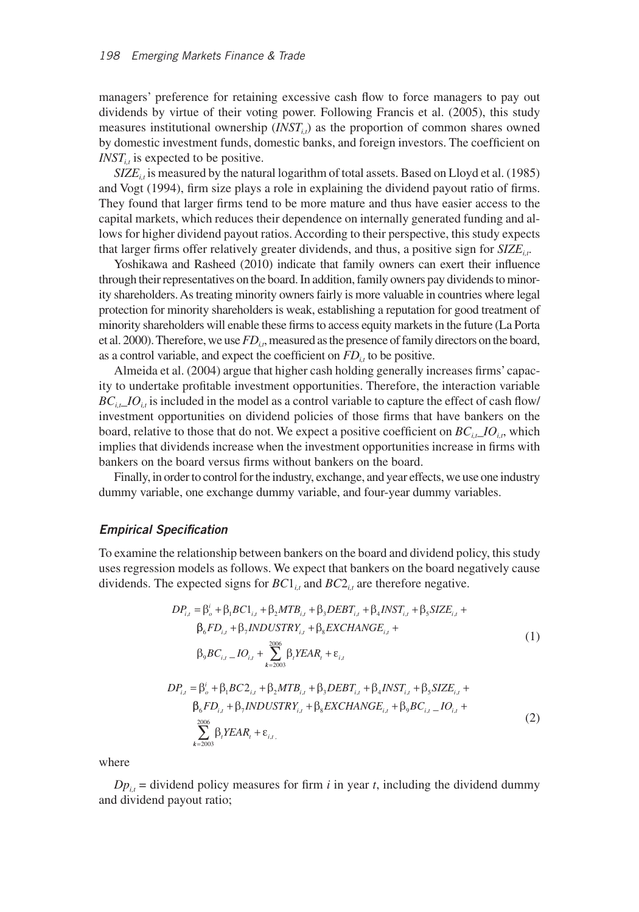managers' preference for retaining excessive cash flow to force managers to pay out dividends by virtue of their voting power. Following Francis et al. (2005), this study measures institutional ownership ($INST_{i,t}$) as the proportion of common shares owned by domestic investment funds, domestic banks, and foreign investors. The coefficient on $INST_{i,t}$ is expected to be positive.

$SIZE_{i,t}$ is measured by the natural logarithm of total assets. Based on Lloyd et al. (1985) and Vogt (1994), firm size plays a role in explaining the dividend payout ratio of firms. They found that larger firms tend to be more mature and thus have easier access to the capital markets, which reduces their dependence on internally generated funding and allows for higher dividend payout ratios. According to their perspective, this study expects that larger firms offer relatively greater dividends, and thus, a positive sign for $SIZE_{i,t}$.

Yoshikawa and Rasheed (2010) indicate that family owners can exert their influence through their representatives on the board. In addition, family owners pay dividends to minority shareholders. As treating minority owners fairly is more valuable in countries where legal protection for minority shareholders is weak, establishing a reputation for good treatment of minority shareholders will enable these firms to access equity markets in the future (La Porta et al. 2000). Therefore, we use $FD_{i,t}$, measured as the presence of family directors on the board, as a control variable, and expect the coefficient on $FD_{i,t}$ to be positive.

Almeida et al. (2004) argue that higher cash holding generally increases firms' capacity to undertake profitable investment opportunities. Therefore, the interaction variable $BC_{i,t}\_IO_{i,t}$ is included in the model as a control variable to capture the effect of cash flow/investment opportunities on dividend policies of those firms that have bankers on the board, relative to those that do not. We expect a positive coefficient on $BC_{i,t}\_IO_{i,t}$, which implies that dividends increase when the investment opportunities increase in firms with bankers on the board versus firms without bankers on the board.

Finally, in order to control for the industry, exchange, and year effects, we use one industry dummy variable, one exchange dummy variable, and four-year dummy variables.

### *Empirical Specification*

To examine the relationship between bankers on the board and dividend policy, this study uses regression models as follows. We expect that bankers on the board negatively cause dividends. The expected signs for $BC1_{i,t}$ and $BC2_{i,t}$ are therefore negative.

$$DP_{i,t} = \beta_o^i + \beta_1 BC1_{i,t} + \beta_2 MTB_{i,t} + \beta_3 DEBT_{i,t} + \beta_4 INST_{i,t} + \beta_5 SIZE_{i,t} + \beta_6 FD_{i,t} + \beta_7 INDUSTRY_{i,t} + \beta_8 EXCHANGE_{i,t} + \beta_9 BC_{i,t}\_IO_{i,t} + \sum_{k=2003}^{2006} \beta_t YEAR_t + \varepsilon_{i,t} \quad (1)$$

$$DP_{i,t} = \beta_o^i + \beta_1 BC2_{i,t} + \beta_2 MTB_{i,t} + \beta_3 DEBT_{i,t} + \beta_4 INST_{i,t} + \beta_5 SIZE_{i,t} + \beta_6 FD_{i,t} + \beta_7 INDUSTRY_{i,t} + \beta_8 EXCHANGE_{i,t} + \beta_9 BC_{i,t}\_IO_{i,t} + \sum_{k=2003}^{2006} \beta_t YEAR_t + \varepsilon_{i,t} . \quad (2)$$

where

$Dp_{i,t}$ = dividend policy measures for firm $i$ in year $t$, including the dividend dummy and dividend payout ratio;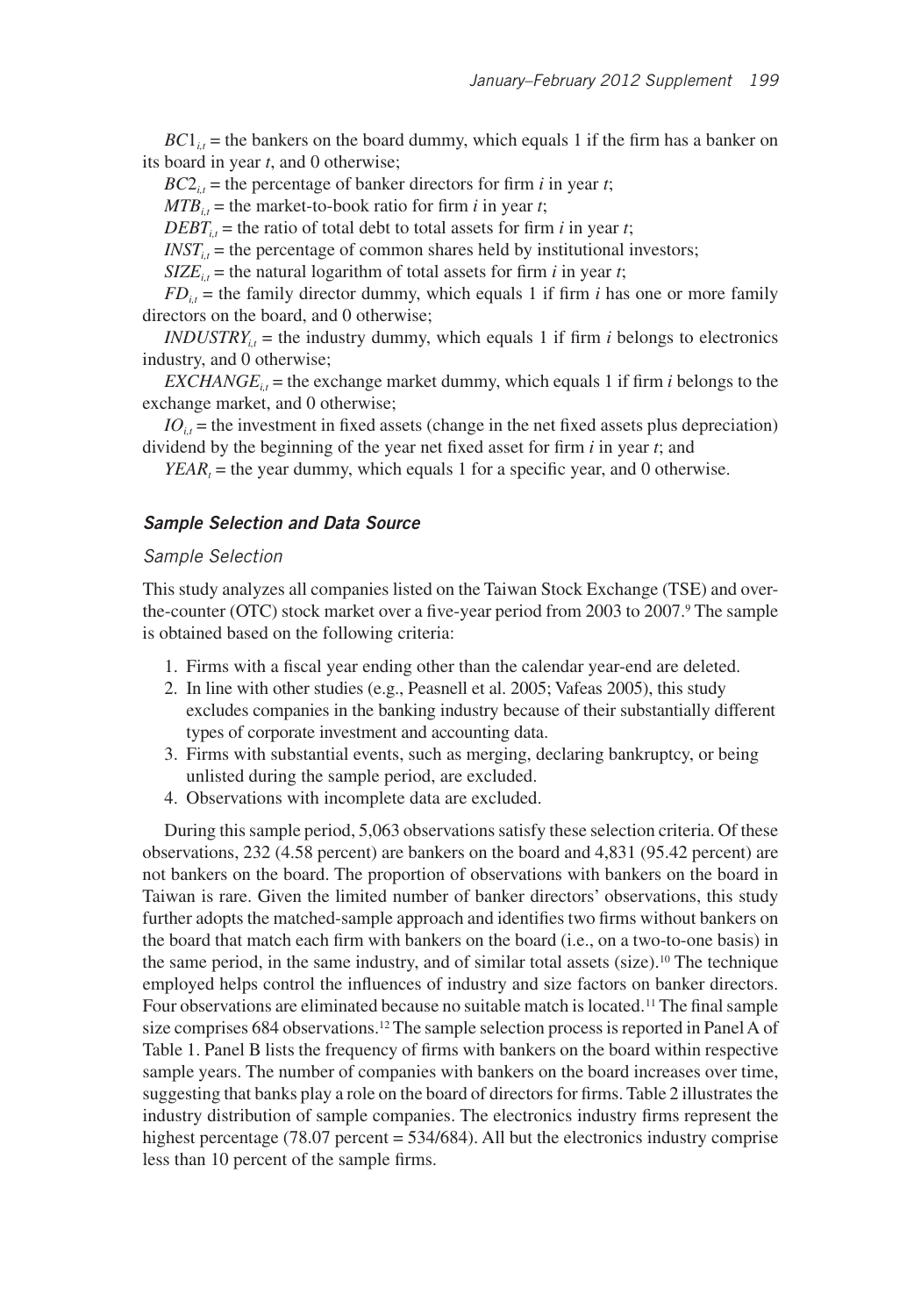$BC1_{i,t}$ = the bankers on the board dummy, which equals 1 if the firm has a banker on its board in year $t$, and 0 otherwise;

$BC2_{i,t}$ = the percentage of banker directors for firm $i$ in year $t$;

$MTB_{i,t}$ = the market-to-book ratio for firm $i$ in year $t$;

$DEBT_{i,t}$ = the ratio of total debt to total assets for firm $i$ in year $t$;

$INST_{i,t}$ = the percentage of common shares held by institutional investors;

$SIZE_{i,t}$ = the natural logarithm of total assets for firm $i$ in year $t$;

$FD_{i,t}$ = the family director dummy, which equals 1 if firm $i$ has one or more family directors on the board, and 0 otherwise;

$INDUSTRY_{i,t}$ = the industry dummy, which equals 1 if firm $i$ belongs to electronics industry, and 0 otherwise;

$EXCHANGE_{i,t}$ = the exchange market dummy, which equals 1 if firm $i$ belongs to the exchange market, and 0 otherwise;

$IO_{i,t}$ = the investment in fixed assets (change in the net fixed assets plus depreciation) dividend by the beginning of the year net fixed asset for firm $i$ in year $t$; and

$YEAR_t$ = the year dummy, which equals 1 for a specific year, and 0 otherwise.

### *Sample Selection and Data Source*

#### *Sample Selection*

This study analyzes all companies listed on the Taiwan Stock Exchange (TSE) and over-the-counter (OTC) stock market over a five-year period from 2003 to 2007.[9] The sample is obtained based on the following criteria:

1. Firms with a fiscal year ending other than the calendar year-end are deleted.
2. In line with other studies (e.g., Peasnell et al. 2005; Vafeas 2005), this study excludes companies in the banking industry because of their substantially different types of corporate investment and accounting data.
3. Firms with substantial events, such as merging, declaring bankruptcy, or being unlisted during the sample period, are excluded.
4. Observations with incomplete data are excluded.

During this sample period, 5,063 observations satisfy these selection criteria. Of these observations, 232 (4.58 percent) are bankers on the board and 4,831 (95.42 percent) are not bankers on the board. The proportion of observations with bankers on the board in Taiwan is rare. Given the limited number of banker directors' observations, this study further adopts the matched-sample approach and identifies two firms without bankers on the board that match each firm with bankers on the board (i.e., on a two-to-one basis) in the same period, in the same industry, and of similar total assets (size).[10] The technique employed helps control the influences of industry and size factors on banker directors. Four observations are eliminated because no suitable match is located.[11] The final sample size comprises 684 observations.[12] The sample selection process is reported in Panel A of Table 1. Panel B lists the frequency of firms with bankers on the board within respective sample years. The number of companies with bankers on the board increases over time, suggesting that banks play a role on the board of directors for firms. Table 2 illustrates the industry distribution of sample companies. The electronics industry firms represent the highest percentage (78.07 percent = 534/684). All but the electronics industry comprise less than 10 percent of the sample firms.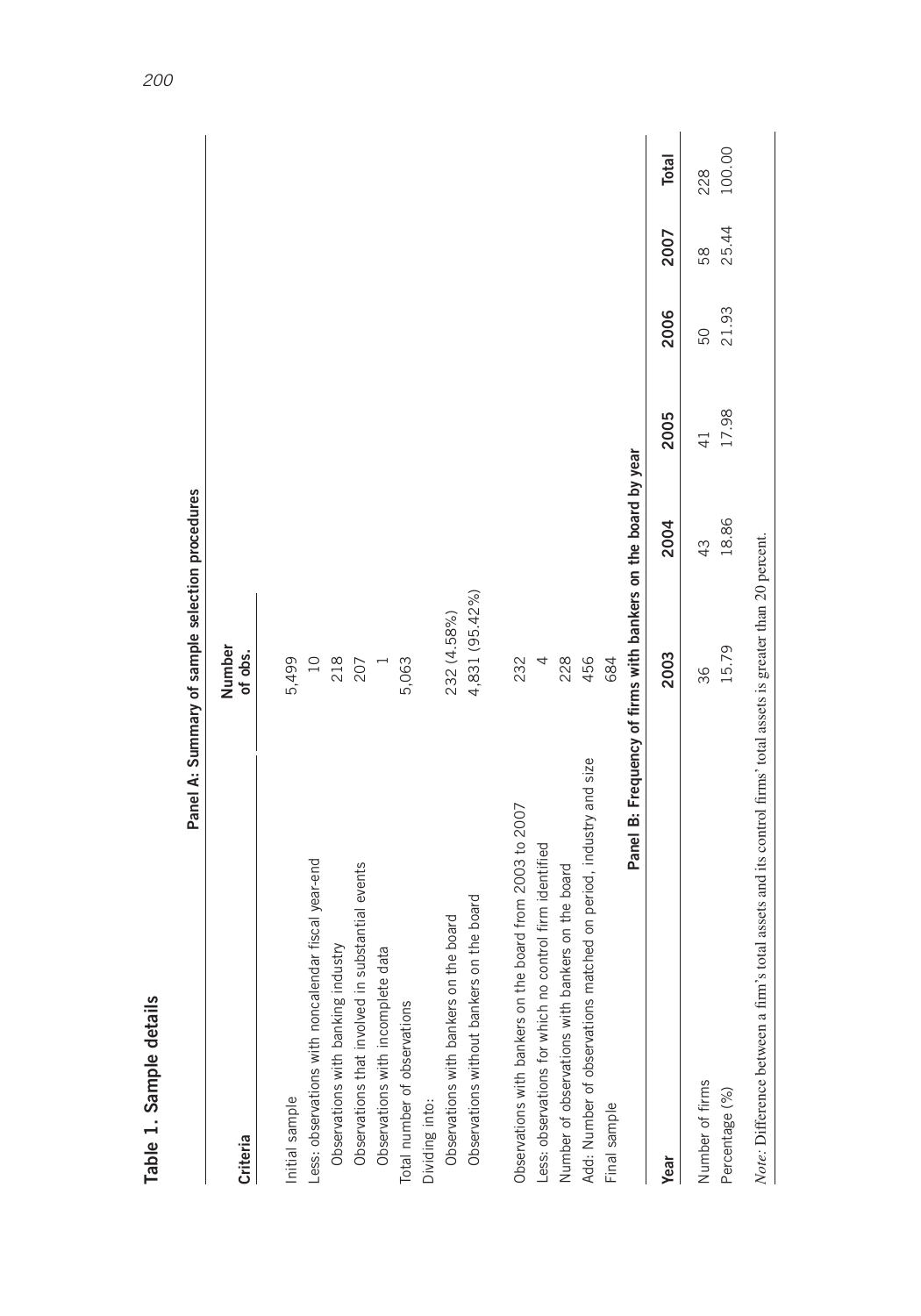# Table 1. Sample details

**Panel A: Summary of sample selection procedures**

| Criteria | Number of obs. |
|---|---|
| Initial sample | 5,499 |
| Less: observations with noncalendar fiscal year-end | 10 |
| Observations with banking industry | 218 |
| Observations that involved in substantial events | 207 |
| Observations with incomplete data | 1 |
| Total number of observations | 5,063 |
| Dividing into: | |
| Observations with bankers on the board | 232 (4.58%) |
| Observations without bankers on the board | 4,831 (95.42%) |
| Observations with bankers on the board from 2003 to 2007 | 232 |
| Less: observations for which no control firm identified | 4 |
| Number of observations with bankers on the board | 228 |
| Add: Number of observations matched on period, industry and size | 456 |
| Final sample | 684 |

**Panel B: Frequency of firms with bankers on the board by year**

| Year | 2003 | 2004 | 2005 | 2006 | 2007 | Total |
|---|---|---|---|---|---|---|
| Number of firms | 36 | 43 | 41 | 50 | 58 | 228 |
| Percentage (%) | 15.79 | 18.86 | 17.98 | 21.93 | 25.44 | 100.00 |

*Note*: Difference between a firm's total assets and its control firms' total assets is greater than 20 percent.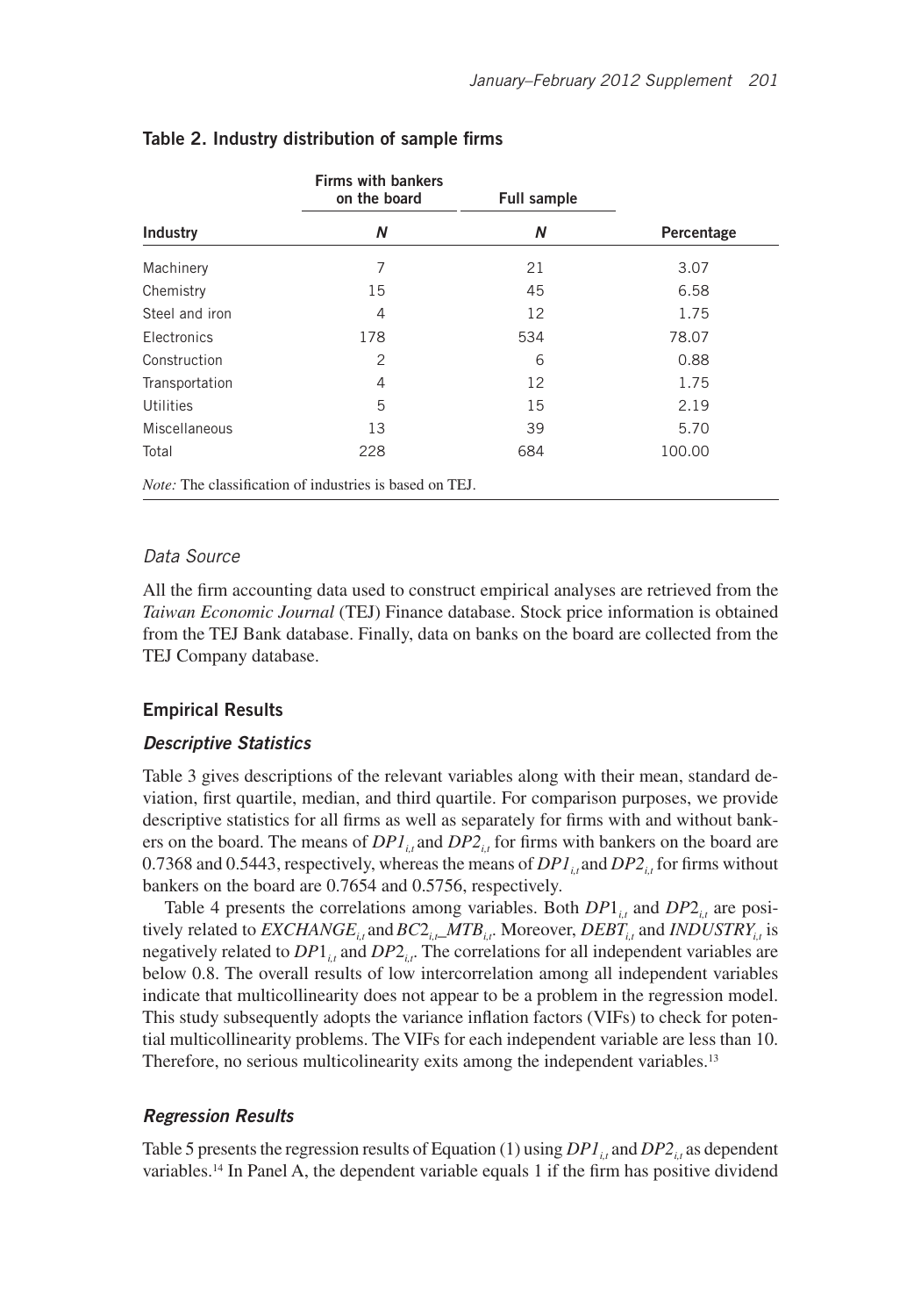**Table 2. Industry distribution of sample firms**

| | Firms with bankers on the board | Full sample | |
|---|---|---|---|
| **Industry** | ***N*** | ***N*** | **Percentage** |
| Machinery | 7 | 21 | 3.07 |
| Chemistry | 15 | 45 | 6.58 |
| Steel and iron | 4 | 12 | 1.75 |
| Electronics | 178 | 534 | 78.07 |
| Construction | 2 | 6 | 0.88 |
| Transportation | 4 | 12 | 1.75 |
| Utilities | 5 | 15 | 2.19 |
| Miscellaneous | 13 | 39 | 5.70 |
| Total | 228 | 684 | 100.00 |

*Note:* The classification of industries is based on TEJ.

### *Data Source*

All the firm accounting data used to construct empirical analyses are retrieved from the *Taiwan Economic Journal* (TEJ) Finance database. Stock price information is obtained from the TEJ Bank database. Finally, data on banks on the board are collected from the TEJ Company database.

## Empirical Results

### *Descriptive Statistics*

Table 3 gives descriptions of the relevant variables along with their mean, standard deviation, first quartile, median, and third quartile. For comparison purposes, we provide descriptive statistics for all firms as well as separately for firms with and without bankers on the board. The means of $DP1_{i,t}$ and $DP2_{i,t}$ for firms with bankers on the board are 0.7368 and 0.5443, respectively, whereas the means of $DP1_{i,t}$ and $DP2_{i,t}$ for firms without bankers on the board are 0.7654 and 0.5756, respectively.

Table 4 presents the correlations among variables. Both $DP1_{i,t}$ and $DP2_{i,t}$ are positively related to $EXCHANGE_{i,t}$ and $BC2_{i,t}\_MTB_{i,t}$. Moreover, $DEBT_{i,t}$ and $INDUSTRY_{i,t}$ is negatively related to $DP1_{i,t}$ and $DP2_{i,t}$. The correlations for all independent variables are below 0.8. The overall results of low intercorrelation among all independent variables indicate that multicollinearity does not appear to be a problem in the regression model. This study subsequently adopts the variance inflation factors (VIFs) to check for potential multicollinearity problems. The VIFs for each independent variable are less than 10. Therefore, no serious multicolinearity exits among the independent variables.[13]

### *Regression Results*

Table 5 presents the regression results of Equation (1) using $DP1_{i,t}$ and $DP2_{i,t}$ as dependent variables.[14] In Panel A, the dependent variable equals 1 if the firm has positive dividend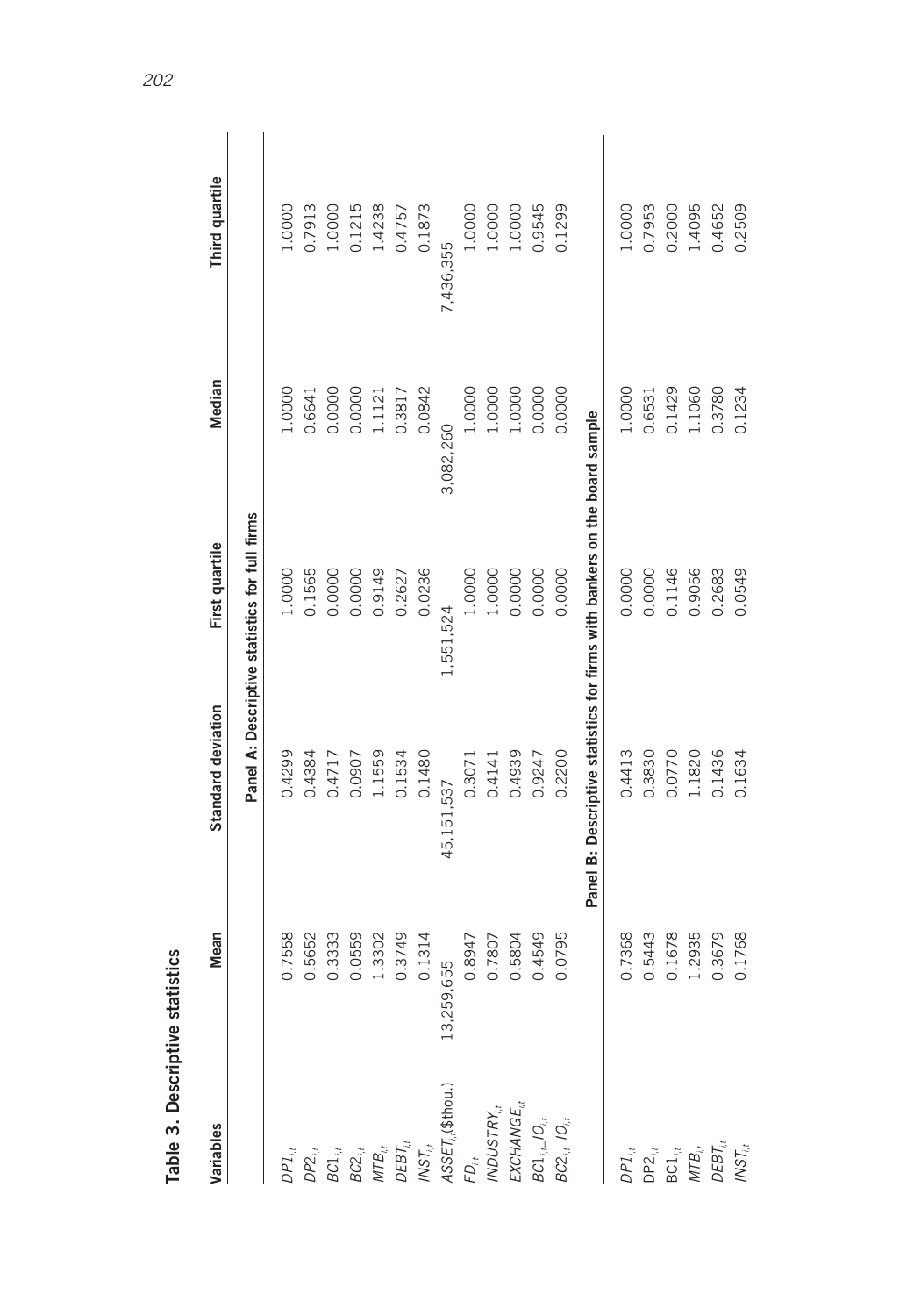**Table 3. Descriptive statistics**

| Variables | Mean | Standard deviation | First quartile | Median | Third quartile |
|---|---|---|---|---|---|
| **Panel A: Descriptive statistics for full firms** | | | | | |
| $DP1_{i,t}$ | 0.7558 | 0.4299 | 1.0000 | 1.0000 | 1.0000 |
| $DP2_{i,t}$ | 0.5652 | 0.4384 | 0.1565 | 0.6641 | 0.7913 |
| $BC1_{i,t}$ | 0.3333 | 0.4717 | 0.0000 | 0.0000 | 1.0000 |
| $BC2_{i,t}$ | 0.0559 | 0.0907 | 0.0000 | 0.0000 | 0.1215 |
| $MTB_{i,t}$ | 1.3302 | 1.1559 | 0.9149 | 1.1121 | 1.4238 |
| $DEBT_{i,t}$ | 0.3749 | 0.1534 | 0.2627 | 0.3817 | 0.4757 |
| $INST_{i,t}$ | 0.1314 | 0.1480 | 0.0236 | 0.0842 | 0.1873 |
| $ASSET_{i,t}$($thou.) | 13,259,655 | 45,151,537 | 1,551,524 | 3,082,260 | 7,436,355 |
| $FD_{i,t}$ | 0.8947 | 0.3071 | 1.0000 | 1.0000 | 1.0000 |
| $INDUSTRY_{i,t}$ | 0.7807 | 0.4141 | 1.0000 | 1.0000 | 1.0000 |
| $EXCHANGE_{i,t}$ | 0.5804 | 0.4939 | 0.0000 | 1.0000 | 1.0000 |
| $BC1_{i,t}\_IO_{i,t}$ | 0.4549 | 0.9247 | 0.0000 | 0.0000 | 0.9545 |
| $BC2_{i,t}\_IO_{i,t}$ | 0.0795 | 0.2200 | 0.0000 | 0.0000 | 0.1299 |
| **Panel B: Descriptive statistics for firms with bankers on the board sample** | | | | | |
| $DP1_{i,t}$ | 0.7368 | 0.4413 | 0.0000 | 1.0000 | 1.0000 |
| $DP2_{i,t}$ | 0.5443 | 0.3830 | 0.0000 | 0.6531 | 0.7953 |
| $BC1_{i,t}$ | 0.1678 | 0.0770 | 0.1146 | 0.1429 | 0.2000 |
| $MTB_{i,t}$ | 1.2935 | 1.1820 | 0.9056 | 1.1060 | 1.4095 |
| $DEBT_{i,t}$ | 0.3679 | 0.1436 | 0.2683 | 0.3780 | 0.4652 |
| $INST_{i,t}$ | 0.1768 | 0.1634 | 0.0549 | 0.1234 | 0.2509 |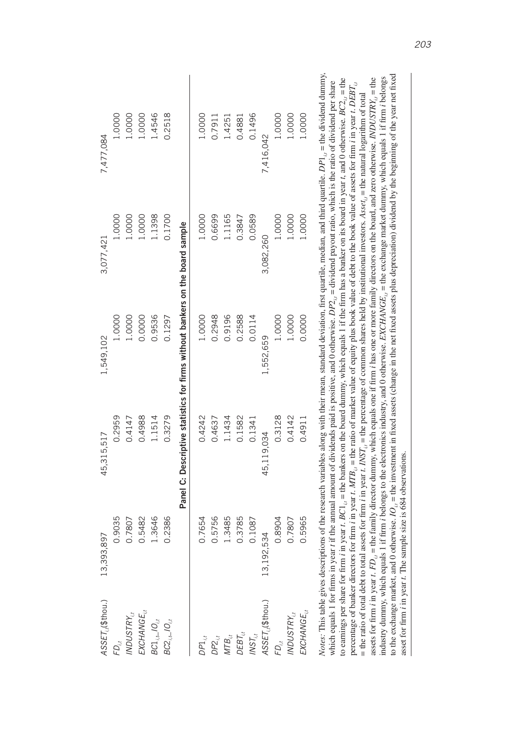| Variable | Mean | Std. Dev. | Q1 | Median | Q3 |
|---|---|---|---|---|---|
| $ASSET_{i,t}$($thou.) | 13,393,897 | 45,315,517 | 1,549,102 | 3,077,421 | 7,477,084 |
| $FD_{i,t}$ | 0.9035 | 0.2959 | 1.0000 | 1.0000 | 1.0000 |
| $INDUSTRY_{i,t}$ | 0.7807 | 0.4147 | 1.0000 | 1.0000 | 1.0000 |
| $EXCHANGE_{i,t}$ | 0.5482 | 0.4988 | 0.0000 | 1.0000 | 1.0000 |
| $BC1_{i,t}$_$IO_{i,t}$ | 1.3646 | 1.1514 | 0.9536 | 1.1398 | 1.4546 |
| $BC2_{i,t}$_$IO_{i,t}$ | 0.2386 | 0.3279 | 0.1297 | 0.1700 | 0.2518 |
| **Panel C: Descriptive statistics for firms without bankers on the board sample** | | | | | |
| $DP1_{i,t}$ | 0.7654 | 0.4242 | 1.0000 | 1.0000 | 1.0000 |
| $DP2_{i,t}$ | 0.5756 | 0.4637 | 0.2948 | 0.6699 | 0.7911 |
| $MTB_{i,t}$ | 1.3485 | 1.1434 | 0.9196 | 1.1165 | 1.4251 |
| $DEBT_{i,t}$ | 0.3785 | 0.1582 | 0.2588 | 0.3847 | 0.4881 |
| $INST_{i,t}$ | 0.1087 | 0.1341 | 0.0114 | 0.0589 | 0.1496 |
| $ASSET_{i,t}$($thou.) | 13,192,534 | 45,119,034 | 1,552,659 | 3,082,260 | 7,416,042 |
| $FD_{i,t}$ | 0.8904 | 0.3128 | 1.0000 | 1.0000 | 1.0000 |
| $INDUSTRY_{i,t}$ | 0.7807 | 0.4142 | 1.0000 | 1.0000 | 1.0000 |
| $EXCHANGE_{i,t}$ | 0.5965 | 0.4911 | 0.0000 | 1.0000 | 1.0000 |

*Notes:* This table gives descriptions of the research variables along with their mean, standard deviation, first quartile, median, and third quartile. $DP1_{i,t}$ = the dividend dummy, which equals 1 for firms in year *t* if the annual amount of dividends paid is positive, and 0 otherwise. $DP2_{i,t}$ = dividend payout ratio, which is the ratio of dividend per share to earnings per share for firm *i* in year *t*. $BC1_{i,t}$ = the bankers on the board dummy, which equals 1 if the firm has a banker on its board in year *t*, and 0 otherwise. $BC2_{i,t}$ = the percentage of banker directors for firm *i* in year *t*. $MTB_{i,t}$ = the ratio of market value of equity plus book value of debt to the book value of assets for firm *i* in year *t*. $DEBT_{i,t}$ = the ratio of total debt to total assets for firm *i* in year *t*. $INST_{i,t}$ = the percentage of common shares held by institutional investors. $Asset_{i,t}$ = the natural logarithm of total assets for firm *i* in year *t*. $FD_{i,t}$ = the family director dummy, which equals one if firm *i* has one or more family directors on the board, and zero otherwise. $INDUSTRY_{i,t}$ = the industry dummy, which equals 1 if firm *i* belongs to the electronics industry, and 0 otherwise. $EXCHANGE_{i,t}$ = the exchange market dummy, which equals 1 if firm *i* belongs to the exchange market, and 0 otherwise. $IO_{i,t}$ = the investment in fixed assets (change in the net fixed assets plus depreciation) dividend by the beginning of the year net fixed asset for firm *i* in year *t*. The sample size is 684 observations.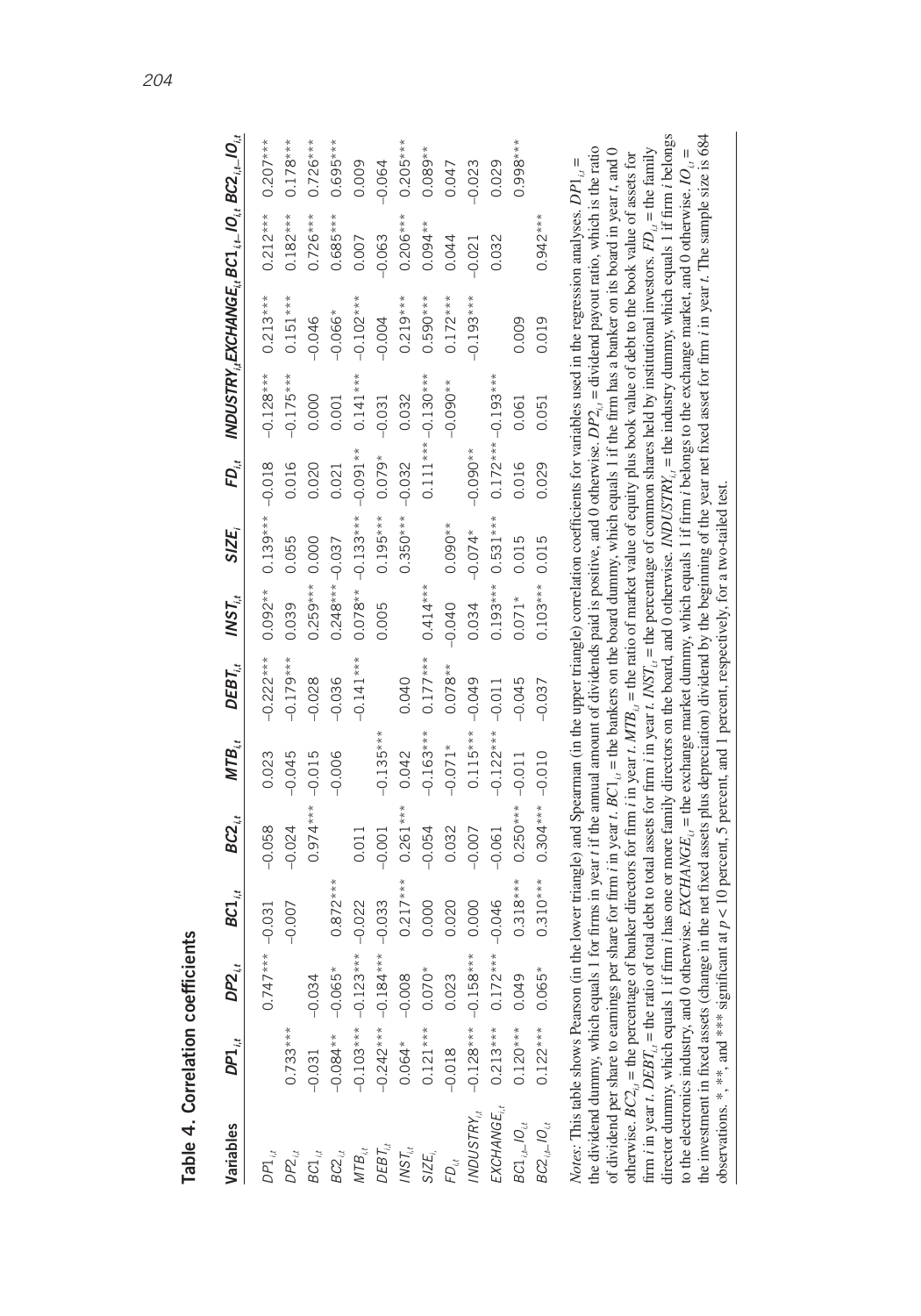**Table 4. Correlation coefficients**

| Variables | $DP1_{i,t}$ | $DP2_{i,t}$ | $BC1_{i,t}$ | $BC2_{i,t}$ | $MTB_{i,t}$ | $DEBT_{i,t}$ | $INST_{i,t}$ | $SIZE_{i}$ | $FD_{i,t}$ | $INDUSTRY_{i,t}$ | $EXCHANGE_{i,t}$ | $BC1_{i,t}\_IO_{i,t}$ | $BC2_{i,t}\_IO_{i,t}$ |
|---|---|---|---|---|---|---|---|---|---|---|---|---|---|
| $DP1_{i,t}$ | | 0.747*** | −0.031 | −0.058 | 0.023 | −0.222*** | 0.092** | 0.139*** | −0.018 | −0.128*** | 0.213*** | 0.212*** | 0.207*** |
| $DP2_{i,t}$ | 0.733*** | | −0.007 | −0.024 | −0.045 | −0.179*** | 0.039 | 0.055 | 0.016 | −0.175*** | 0.151*** | 0.182*** | 0.178*** |
| $BC1_{i,t}$ | −0.031 | −0.034 | | 0.974*** | −0.015 | −0.028 | 0.259*** | 0.000 | 0.020 | 0.000 | −0.046 | 0.726*** | 0.726*** |
| $BC2_{i,t}$ | −0.084** | −0.065* | 0.872*** | | −0.006 | −0.036 | 0.248*** | −0.037 | 0.021 | 0.001 | −0.066* | 0.685*** | 0.695*** |
| $MTB_{i,t}$ | −0.103*** | −0.123*** | −0.022 | 0.011 | | −0.141*** | 0.078** | −0.133*** | −0.091** | 0.141*** | −0.102*** | 0.007 | 0.009 |
| $DEBT_{i,t}$ | −0.242*** | −0.184*** | −0.033 | −0.001 | −0.135*** | | 0.005 | 0.195*** | 0.079* | −0.031 | −0.004 | −0.063 | −0.064 |
| $INST_{i,t}$ | 0.064* | −0.008 | 0.217*** | 0.261*** | 0.042 | 0.040 | | 0.350*** | −0.032 | 0.032 | 0.219*** | 0.206*** | 0.205*** |
| $SIZE_{i}$ | 0.121*** | 0.070* | 0.000 | −0.054 | −0.163*** | 0.177*** | 0.414*** | | 0.111*** | −0.130*** | 0.590*** | 0.094** | 0.089** |
| $FD_{i,t}$ | −0.018 | 0.023 | 0.020 | 0.032 | −0.071* | 0.078** | −0.040 | 0.090** | | −0.090** | 0.172*** | 0.044 | 0.047 |
| $INDUSTRY_{i,t}$ | −0.128*** | −0.158*** | 0.000 | −0.007 | 0.115*** | −0.049 | 0.034 | −0.074* | −0.090** | | −0.193*** | −0.021 | −0.023 |
| $EXCHANGE_{i,t}$ | 0.213*** | 0.172*** | −0.046 | −0.061 | −0.122*** | −0.011 | 0.193*** | 0.531*** | 0.172*** | −0.193*** | | 0.032 | 0.029 |
| $BC1_{i,t}\_IO_{i,t}$ | 0.120*** | 0.049 | 0.318*** | 0.250*** | −0.011 | −0.045 | 0.071* | 0.015 | 0.016 | 0.061 | 0.009 | | 0.998*** |
| $BC2_{i,t}\_IO_{i,t}$ | 0.122*** | 0.065* | 0.310*** | 0.304*** | −0.010 | −0.037 | 0.103*** | 0.015 | 0.029 | 0.051 | 0.019 | 0.942*** | |

*Notes*: This table shows Pearson (in the lower triangle) and Spearman (in the upper triangle) correlation coefficients for variables used in the regression analyses. $DP1_{i,t}$ = the dividend dummy, which equals 1 for firms in year $t$ if the annual amount of dividends paid is positive, and 0 otherwise. $DP2_{i,t}$ = dividend payout ratio, which is the ratio of dividend per share to earnings per share for firm $i$ in year $t$. $BC1_{i,t}$ = the bankers on the board dummy, which equals 1 if the firm has a banker on its board in year $t$, and 0 otherwise. $BC2_{i,t}$ = the percentage of banker directors for firm $i$ in year $t$. $MTB_{i,t}$ = the ratio of market value of equity plus book value of debt to the book value of assets for firm $i$ in year $t$. $DEBT_{i,t}$ = the ratio of total debt to total assets for firm $i$ in year $t$. $INST_{i,t}$ = the percentage of common shares held by institutional investors. $FD_{i,t}$ = the family director dummy, which equals 1 if firm $i$ has one or more family directors on the board, and 0 otherwise. $INDUSTRY_{i,t}$ = the industry dummy, which equals 1 if firm $i$ belongs to the electronics industry, and 0 otherwise. $EXCHANGE_{i,t}$ = the exchange market dummy, which equals 1 if firm $i$ belongs to the exchange market, and 0 otherwise. $IO_{i,t}$ = the investment in fixed assets (change in the net fixed assets plus depreciation) divided by the beginning of the year net fixed asset for firm $i$ in year $t$. The sample size is 684 observations. *, **, and *** significant at $p < 10$ percent, 5 percent, and 1 percent, respectively, for a two-tailed test.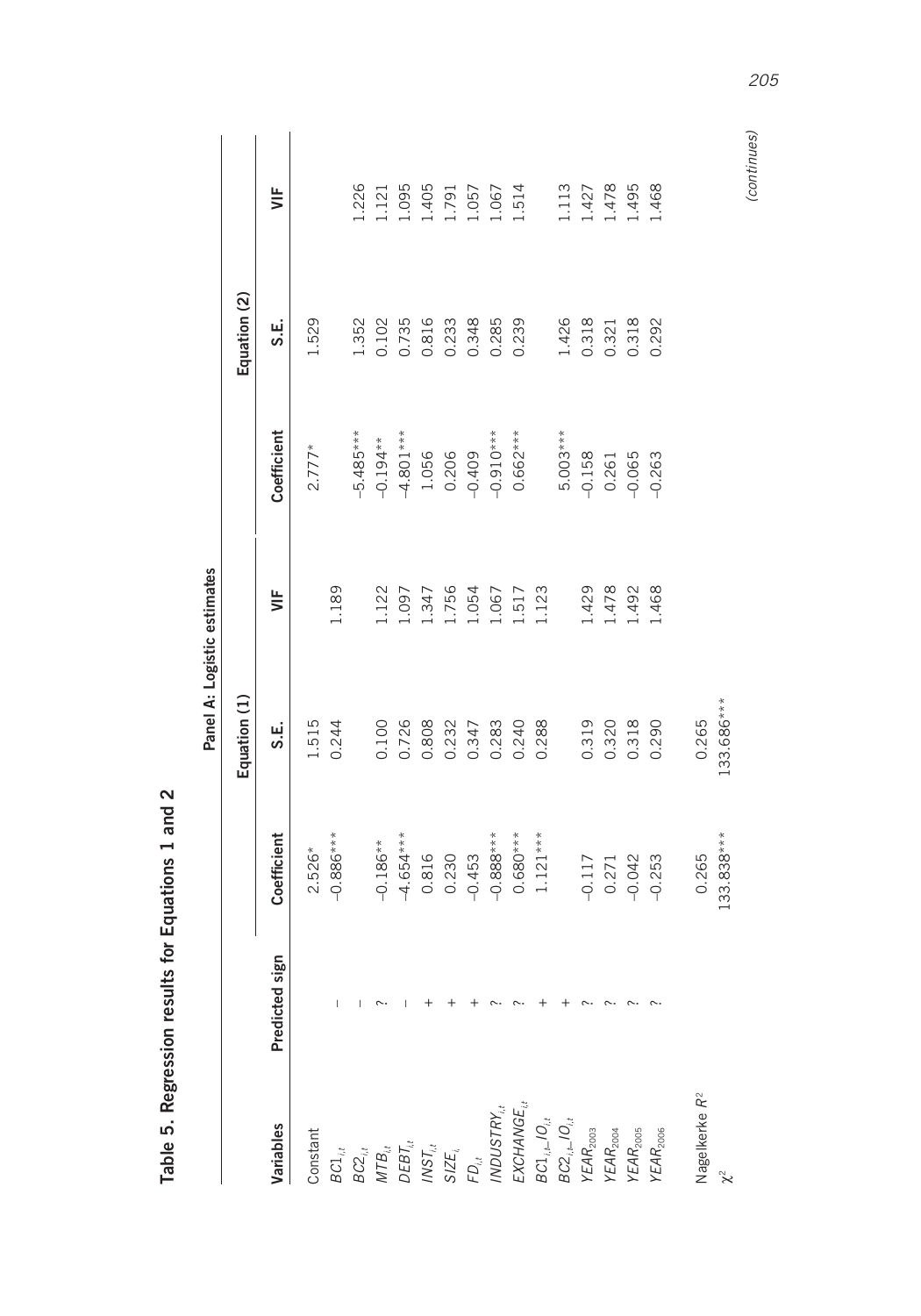**Table 5. Regression results for Equations 1 and 2**

**Panel A: Logistic estimates**

| Variables | Predicted sign | Equation (1) | | | Equation (2) | | |
|---|---|---|---|---|---|---|---|
| | | Coefficient | S.E. | VIF | Coefficient | S.E. | VIF |
| Constant | | 2.526* | 1.515 | | 2.777* | 1.529 | |
| $BC1_{i,t}$ | – | –0.886*** | 0.244 | 1.189 | | | |
| $BC2_{i,t}$ | – | | | | –5.485*** | 1.352 | 1.226 |
| $MTB_{i,t}$ | ? | –0.186** | 0.100 | 1.122 | –0.194** | 0.102 | 1.121 |
| $DEBT_{i,t}$ | – | –4.654*** | 0.726 | 1.097 | –4.801*** | 0.735 | 1.095 |
| $INST_{i,t}$ | + | 0.816 | 0.808 | 1.347 | 1.056 | 0.816 | 1.405 |
| $SIZE_{i,}$ | + | 0.230 | 0.232 | 1.756 | 0.206 | 0.233 | 1.791 |
| $FD_{i,t}$ | + | –0.453 | 0.347 | 1.054 | –0.409 | 0.348 | 1.057 |
| $INDUSTRY_{i,t}$ | ? | –0.888*** | 0.283 | 1.067 | –0.910*** | 0.285 | 1.067 |
| $EXCHANGE_{i,t}$ | ? | 0.680*** | 0.240 | 1.517 | 0.662*** | 0.239 | 1.514 |
| $BC1_{i,t}\_IO_{i,t}$ | + | 1.121*** | 0.288 | 1.123 | | | |
| $BC2_{i,t}\_IO_{i,t}$ | + | | | | 5.003*** | 1.426 | 1.113 |
| $YEAR_{2003}$ | ? | –0.117 | 0.319 | 1.429 | –0.158 | 0.318 | 1.427 |
| $YEAR_{2004}$ | ? | 0.271 | 0.320 | 1.478 | 0.261 | 0.321 | 1.478 |
| $YEAR_{2005}$ | ? | –0.042 | 0.318 | 1.492 | –0.065 | 0.318 | 1.495 |
| $YEAR_{2006}$ | ? | –0.253 | 0.290 | 1.468 | –0.263 | 0.292 | 1.468 |
| Nagelkerke $R^2$ | | 0.265 | 0.265 | | | | |
| $\chi^2$ | | 133.838*** | 133.686*** | | | | |

*(continues)*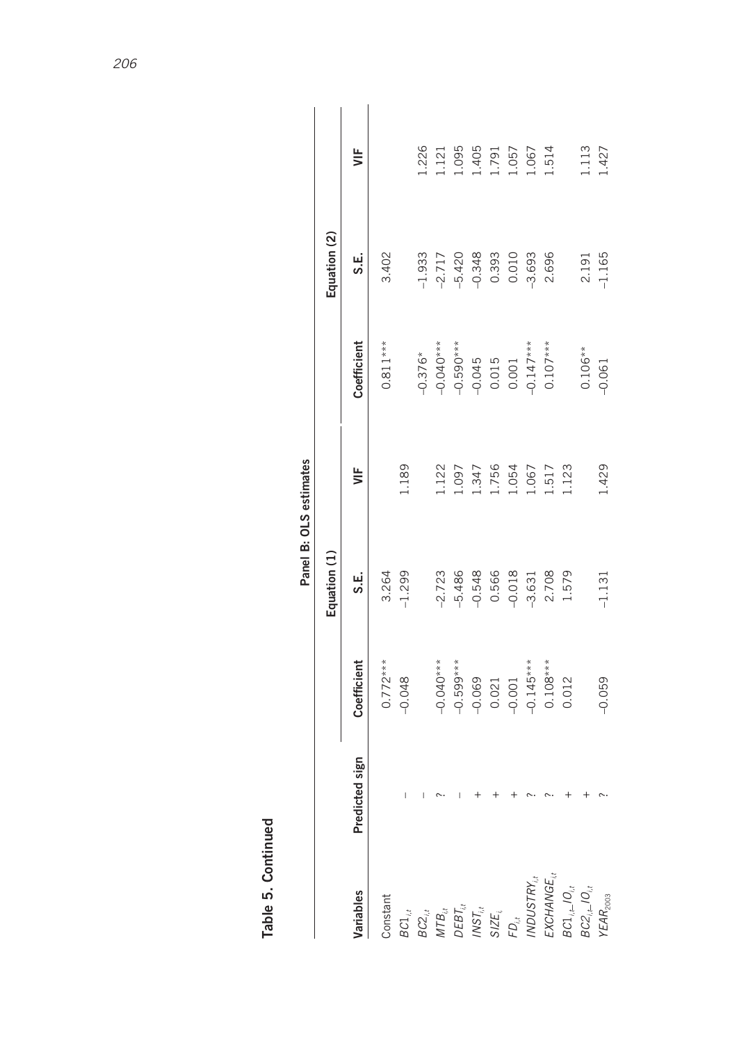**Table 5. Continued**

| | | Panel B: OLS estimates | | | | | |
|---|---|---|---|---|---|---|---|
| | | Equation (1) | | | Equation (2) | | |
| Variables | Predicted sign | Coefficient | S.E. | VIF | Coefficient | S.E. | VIF |
| Constant | | 0.772*** | 3.264 | | 0.811*** | 3.402 | |
| $BC1_{i,t}$ | – | –0.048 | –1.299 | 1.189 | | | |
| $BC2_{i,t}$ | – | | | | –0.376* | –1.933 | 1.226 |
| $MTB_{i,t}$ | ? | –0.040*** | –2.723 | 1.122 | –0.040*** | –2.717 | 1.121 |
| $DEBT_{i,t}$ | – | –0.599*** | –5.486 | 1.097 | –0.590*** | –5.420 | 1.095 |
| $INST_{i,t}$ | + | –0.069 | –0.548 | 1.347 | –0.045 | –0.348 | 1.405 |
| $SIZE_{i,}$ | + | 0.021 | 0.566 | 1.756 | 0.015 | 0.393 | 1.791 |
| $FD_{i,t}$ | + | –0.001 | –0.018 | 1.054 | 0.001 | 0.010 | 1.057 |
| $INDUSTRY_{i,t}$ | ? | –0.145*** | –3.631 | 1.067 | –0.147*** | –3.693 | 1.067 |
| $EXCHANGE_{i,t}$ | ? | 0.108*** | 2.708 | 1.517 | 0.107*** | 2.696 | 1.514 |
| $BC1_{i,t}$–$IO_{i,t}$ | + | 0.012 | 1.579 | 1.123 | | | |
| $BC2_{i,t}$–$IO_{i,t}$ | + | | | | 0.106** | 2.191 | 1.113 |
| $YEAR_{2003}$ | ? | –0.059 | –1.131 | 1.429 | –0.061 | –1.165 | 1.427 |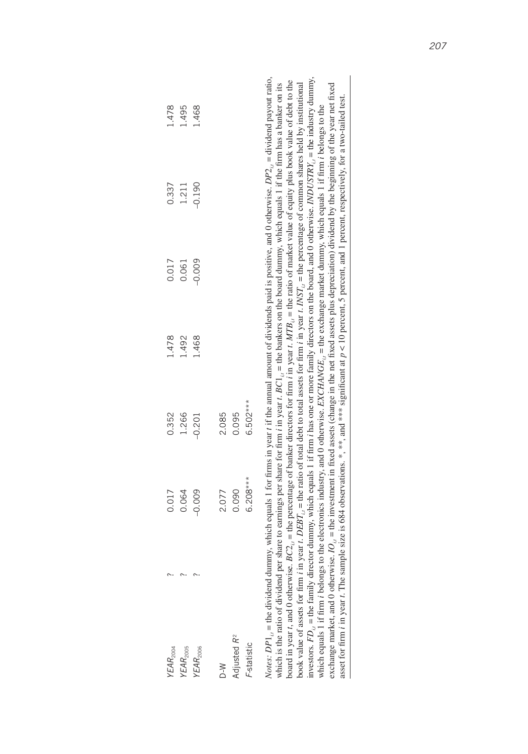| | | | | | | | |
|---|---|---|---|---|---|---|---|
| $YEAR_{2004}$ | ? | 0.017 | 0.352 | 1.478 | 0.017 | 0.337 | 1.478 |
| $YEAR_{2005}$ | ? | 0.064 | 1.266 | 1.492 | 0.061 | 1.211 | 1.495 |
| $YEAR_{2006}$ | ? | –0.009 | –0.201 | 1.468 | –0.009 | –0.190 | 1.468 |
| | | | | | | | |
| D-W | | 2.077 | | | 2.085 | | |
| Adjusted $R^2$ | | 0.090 | | | 0.095 | | |
| *F*-statistic | | 6.208*** | | | 6.502*** | | |

*Notes*: $DP1_{i,t}$ = the dividend dummy, which equals 1 for firms in year *t* if the annual amount of dividends paid is positive, and 0 otherwise. $DP2_{i,t}$ = dividend payout ratio, which is the ratio of dividend per share to earnings per share for firm *i* in year *t*. $BC1_{i,t}$ = the bankers on the board dummy, which equals 1 if the firm has a banker on its board in year *t*, and 0 otherwise. $BC2_{i,t}$ = the percentage of banker directors for firm *i* in year *t*. $MTB_{i,t}$ = the ratio of market value of equity plus book value of debt to the book value of assets for firm *i* in year *t*. $DEBT_{i,t}$ = the ratio of total debt to total assets for firm *i* in year *t*. $INST_{i,t}$ = the percentage of common shares held by institutional investors. $FD_{i,t}$ = the family director dummy, which equals 1 if firm *i* has one or more family directors on the board, and 0 otherwise. $INDUSTRY_{i,t}$ = the industry dummy, which equals 1 if firm *i* belongs to the electronics industry, and 0 otherwise. $EXCHANGE_{i,t}$ = the exchange market dummy, which equals 1 if firm *i* belongs to the exchange market, and 0 otherwise. $IO_{i,t}$ = the investment in fixed assets (change in the net fixed assets plus depreciation) dividend by the beginning of the year net fixed asset for firm *i* in year *t*. The sample size is 684 observations. *, **, and *** significant at $p < 10$ percent, 5 percent, and 1 percent, respectively, for a two-tailed test.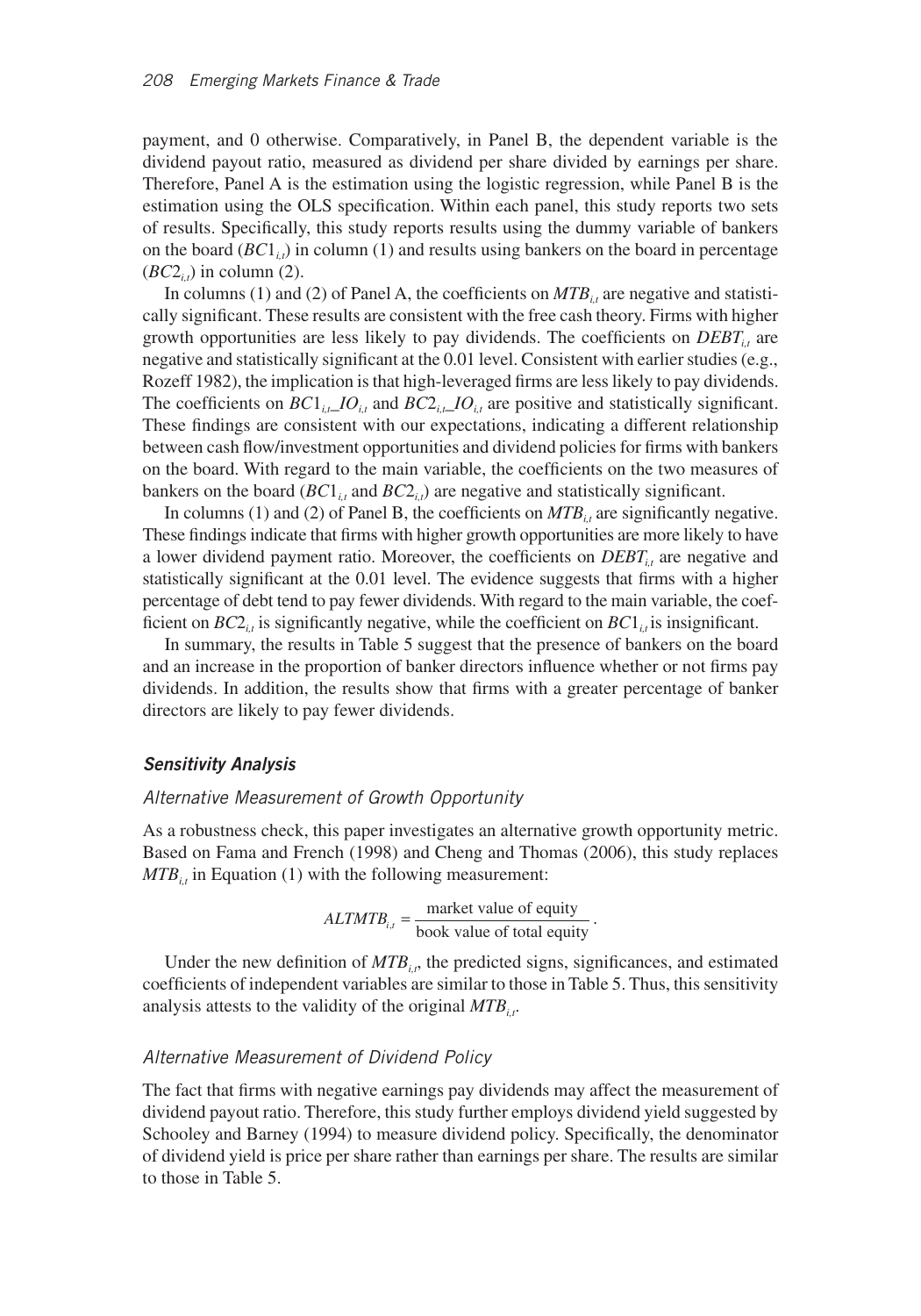payment, and 0 otherwise. Comparatively, in Panel B, the dependent variable is the dividend payout ratio, measured as dividend per share divided by earnings per share. Therefore, Panel A is the estimation using the logistic regression, while Panel B is the estimation using the OLS specification. Within each panel, this study reports two sets of results. Specifically, this study reports results using the dummy variable of bankers on the board ($BC1_{i,t}$) in column (1) and results using bankers on the board in percentage ($BC2_{i,t}$) in column (2).

In columns (1) and (2) of Panel A, the coefficients on $MTB_{i,t}$ are negative and statistically significant. These results are consistent with the free cash theory. Firms with higher growth opportunities are less likely to pay dividends. The coefficients on $DEBT_{i,t}$ are negative and statistically significant at the 0.01 level. Consistent with earlier studies (e.g., Rozeff 1982), the implication is that high-leveraged firms are less likely to pay dividends. The coefficients on $BC1_{i,t}\_IO_{i,t}$ and $BC2_{i,t}\_IO_{i,t}$ are positive and statistically significant. These findings are consistent with our expectations, indicating a different relationship between cash flow/investment opportunities and dividend policies for firms with bankers on the board. With regard to the main variable, the coefficients on the two measures of bankers on the board ($BC1_{i,t}$ and $BC2_{i,t}$) are negative and statistically significant.

In columns (1) and (2) of Panel B, the coefficients on $MTB_{i,t}$ are significantly negative. These findings indicate that firms with higher growth opportunities are more likely to have a lower dividend payment ratio. Moreover, the coefficients on $DEBT_{i,t}$ are negative and statistically significant at the 0.01 level. The evidence suggests that firms with a higher percentage of debt tend to pay fewer dividends. With regard to the main variable, the coefficient on $BC2_{i,t}$ is significantly negative, while the coefficient on $BC1_{i,t}$ is insignificant.

In summary, the results in Table 5 suggest that the presence of bankers on the board and an increase in the proportion of banker directors influence whether or not firms pay dividends. In addition, the results show that firms with a greater percentage of banker directors are likely to pay fewer dividends.

### *Sensitivity Analysis*

#### *Alternative Measurement of Growth Opportunity*

As a robustness check, this paper investigates an alternative growth opportunity metric. Based on Fama and French (1998) and Cheng and Thomas (2006), this study replaces $MTB_{i,t}$ in Equation (1) with the following measurement:

$$ALTMTB_{i,t} = \frac{\text{market value of equity}}{\text{book value of total equity}}.$$

Under the new definition of $MTB_{i,t}$, the predicted signs, significances, and estimated coefficients of independent variables are similar to those in Table 5. Thus, this sensitivity analysis attests to the validity of the original $MTB_{i,t}$.

#### *Alternative Measurement of Dividend Policy*

The fact that firms with negative earnings pay dividends may affect the measurement of dividend payout ratio. Therefore, this study further employs dividend yield suggested by Schooley and Barney (1994) to measure dividend policy. Specifically, the denominator of dividend yield is price per share rather than earnings per share. The results are similar to those in Table 5.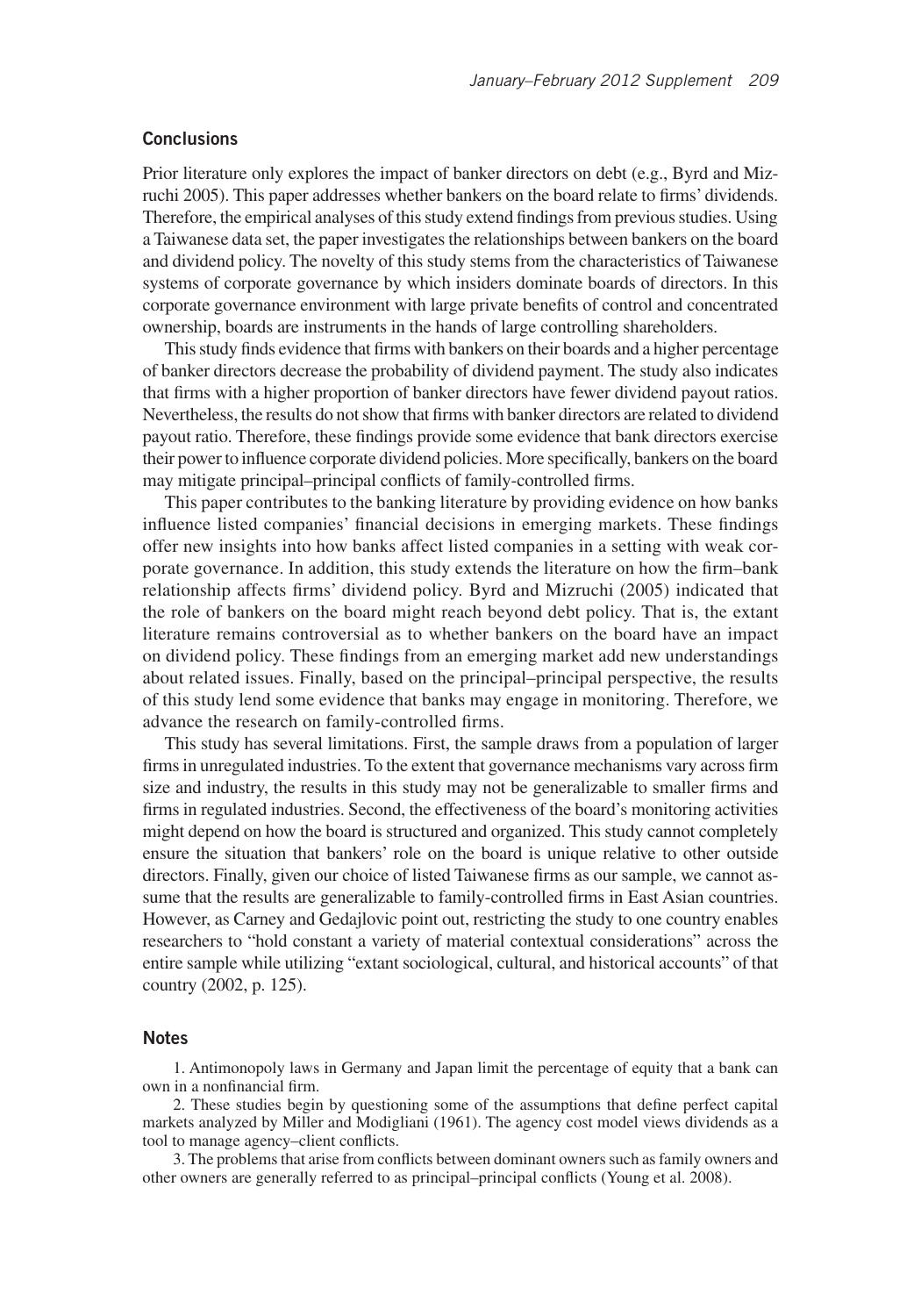## Conclusions

Prior literature only explores the impact of banker directors on debt (e.g., Byrd and Mizruchi 2005). This paper addresses whether bankers on the board relate to firms' dividends. Therefore, the empirical analyses of this study extend findings from previous studies. Using a Taiwanese data set, the paper investigates the relationships between bankers on the board and dividend policy. The novelty of this study stems from the characteristics of Taiwanese systems of corporate governance by which insiders dominate boards of directors. In this corporate governance environment with large private benefits of control and concentrated ownership, boards are instruments in the hands of large controlling shareholders.

This study finds evidence that firms with bankers on their boards and a higher percentage of banker directors decrease the probability of dividend payment. The study also indicates that firms with a higher proportion of banker directors have fewer dividend payout ratios. Nevertheless, the results do not show that firms with banker directors are related to dividend payout ratio. Therefore, these findings provide some evidence that bank directors exercise their power to influence corporate dividend policies. More specifically, bankers on the board may mitigate principal–principal conflicts of family-controlled firms.

This paper contributes to the banking literature by providing evidence on how banks influence listed companies' financial decisions in emerging markets. These findings offer new insights into how banks affect listed companies in a setting with weak corporate governance. In addition, this study extends the literature on how the firm–bank relationship affects firms' dividend policy. Byrd and Mizruchi (2005) indicated that the role of bankers on the board might reach beyond debt policy. That is, the extant literature remains controversial as to whether bankers on the board have an impact on dividend policy. These findings from an emerging market add new understandings about related issues. Finally, based on the principal–principal perspective, the results of this study lend some evidence that banks may engage in monitoring. Therefore, we advance the research on family-controlled firms.

This study has several limitations. First, the sample draws from a population of larger firms in unregulated industries. To the extent that governance mechanisms vary across firm size and industry, the results in this study may not be generalizable to smaller firms and firms in regulated industries. Second, the effectiveness of the board's monitoring activities might depend on how the board is structured and organized. This study cannot completely ensure the situation that bankers' role on the board is unique relative to other outside directors. Finally, given our choice of listed Taiwanese firms as our sample, we cannot assume that the results are generalizable to family-controlled firms in East Asian countries. However, as Carney and Gedajlovic point out, restricting the study to one country enables researchers to "hold constant a variety of material contextual considerations" across the entire sample while utilizing "extant sociological, cultural, and historical accounts" of that country (2002, p. 125).

## Notes

1. Antimonopoly laws in Germany and Japan limit the percentage of equity that a bank can own in a nonfinancial firm.

2. These studies begin by questioning some of the assumptions that define perfect capital markets analyzed by Miller and Modigliani (1961). The agency cost model views dividends as a tool to manage agency–client conflicts.

3. The problems that arise from conflicts between dominant owners such as family owners and other owners are generally referred to as principal–principal conflicts (Young et al. 2008).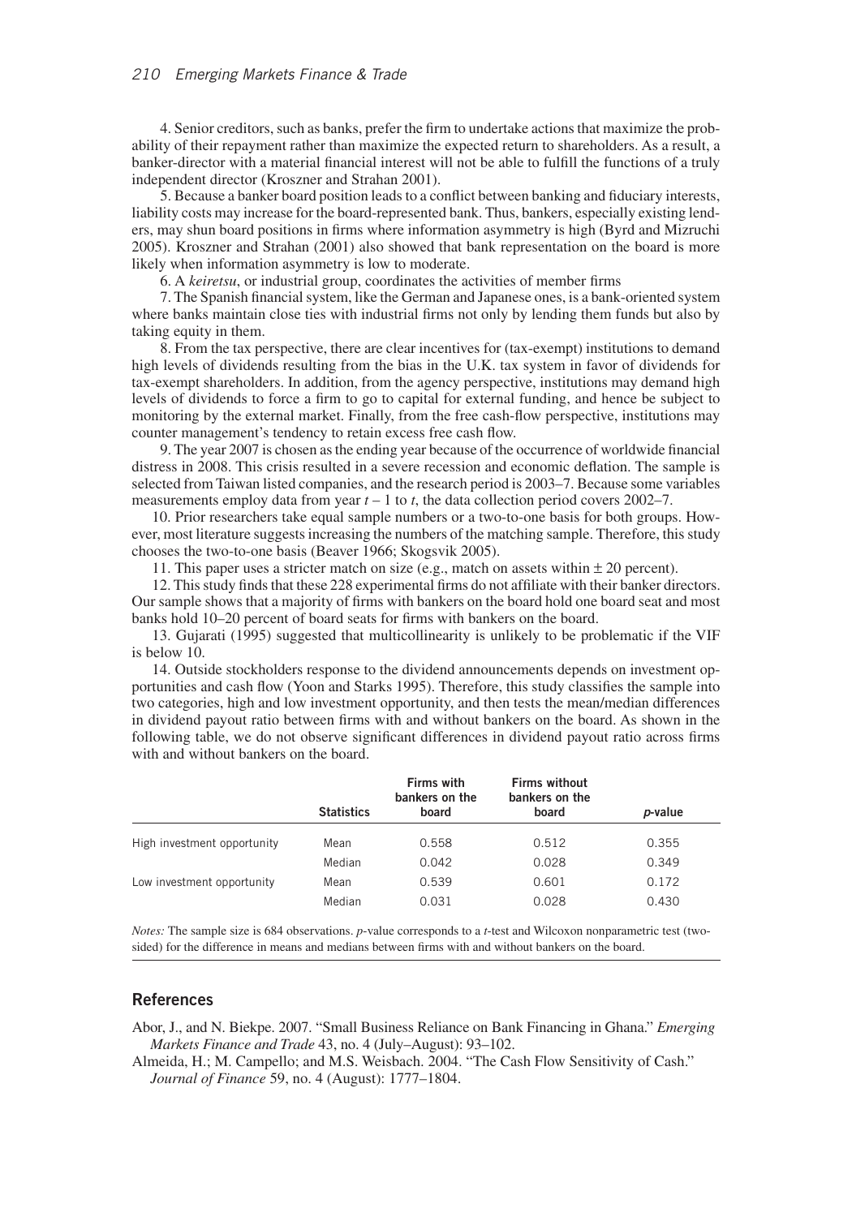4. Senior creditors, such as banks, prefer the firm to undertake actions that maximize the probability of their repayment rather than maximize the expected return to shareholders. As a result, a banker-director with a material financial interest will not be able to fulfill the functions of a truly independent director (Kroszner and Strahan 2001).

5. Because a banker board position leads to a conflict between banking and fiduciary interests, liability costs may increase for the board-represented bank. Thus, bankers, especially existing lenders, may shun board positions in firms where information asymmetry is high (Byrd and Mizruchi 2005). Kroszner and Strahan (2001) also showed that bank representation on the board is more likely when information asymmetry is low to moderate.

6. A *keiretsu*, or industrial group, coordinates the activities of member firms

7. The Spanish financial system, like the German and Japanese ones, is a bank-oriented system where banks maintain close ties with industrial firms not only by lending them funds but also by taking equity in them.

8. From the tax perspective, there are clear incentives for (tax-exempt) institutions to demand high levels of dividends resulting from the bias in the U.K. tax system in favor of dividends for tax-exempt shareholders. In addition, from the agency perspective, institutions may demand high levels of dividends to force a firm to go to capital for external funding, and hence be subject to monitoring by the external market. Finally, from the free cash-flow perspective, institutions may counter management's tendency to retain excess free cash flow.

9. The year 2007 is chosen as the ending year because of the occurrence of worldwide financial distress in 2008. This crisis resulted in a severe recession and economic deflation. The sample is selected from Taiwan listed companies, and the research period is 2003–7. Because some variables measurements employ data from year $t - 1$ to $t$, the data collection period covers 2002–7.

10. Prior researchers take equal sample numbers or a two-to-one basis for both groups. However, most literature suggests increasing the numbers of the matching sample. Therefore, this study chooses the two-to-one basis (Beaver 1966; Skogsvik 2005).

11. This paper uses a stricter match on size (e.g., match on assets within ± 20 percent).

12. This study finds that these 228 experimental firms do not affiliate with their banker directors. Our sample shows that a majority of firms with bankers on the board hold one board seat and most banks hold 10–20 percent of board seats for firms with bankers on the board.

13. Gujarati (1995) suggested that multicollinearity is unlikely to be problematic if the VIF is below 10.

14. Outside stockholders response to the dividend announcements depends on investment opportunities and cash flow (Yoon and Starks 1995). Therefore, this study classifies the sample into two categories, high and low investment opportunity, and then tests the mean/median differences in dividend payout ratio between firms with and without bankers on the board. As shown in the following table, we do not observe significant differences in dividend payout ratio across firms with and without bankers on the board.

| | Statistics | Firms with bankers on the board | Firms without bankers on the board | *p*-value |
|---|---|---|---|---|
| High investment opportunity | Mean | 0.558 | 0.512 | 0.355 |
| | Median | 0.042 | 0.028 | 0.349 |
| Low investment opportunity | Mean | 0.539 | 0.601 | 0.172 |
| | Median | 0.031 | 0.028 | 0.430 |

*Notes:* The sample size is 684 observations. *p*-value corresponds to a *t*-test and Wilcoxon nonparametric test (two-sided) for the difference in means and medians between firms with and without bankers on the board.

## References

Abor, J., and N. Biekpe. 2007. "Small Business Reliance on Bank Financing in Ghana." *Emerging Markets Finance and Trade* 43, no. 4 (July–August): 93–102.

Almeida, H.; M. Campello; and M.S. Weisbach. 2004. "The Cash Flow Sensitivity of Cash." *Journal of Finance* 59, no. 4 (August): 1777–1804.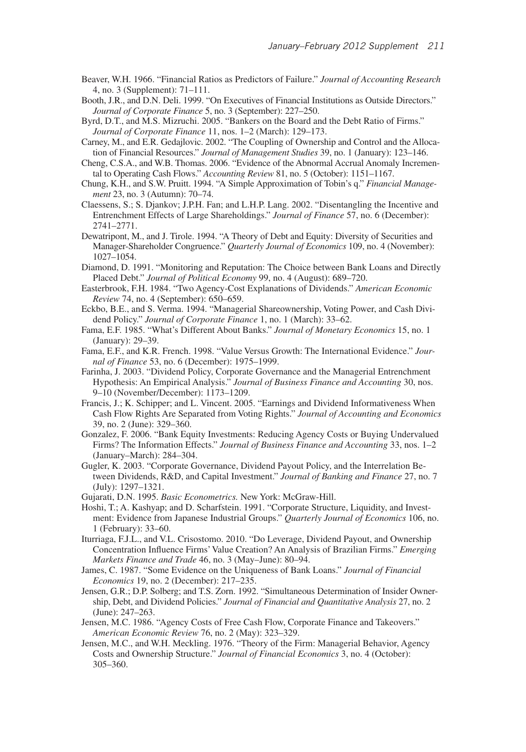Beaver, W.H. 1966. "Financial Ratios as Predictors of Failure." *Journal of Accounting Research* 4, no. 3 (Supplement): 71–111.

Booth, J.R., and D.N. Deli. 1999. "On Executives of Financial Institutions as Outside Directors." *Journal of Corporate Finance* 5, no. 3 (September): 227–250.

Byrd, D.T., and M.S. Mizruchi. 2005. "Bankers on the Board and the Debt Ratio of Firms." *Journal of Corporate Finance* 11, nos. 1–2 (March): 129–173.

Carney, M., and E.R. Gedajlovic. 2002. "The Coupling of Ownership and Control and the Allocation of Financial Resources." *Journal of Management Studies* 39, no. 1 (January): 123–146.

Cheng, C.S.A., and W.B. Thomas. 2006. "Evidence of the Abnormal Accrual Anomaly Incremental to Operating Cash Flows." *Accounting Review* 81, no. 5 (October): 1151–1167.

Chung, K.H., and S.W. Pruitt. 1994. "A Simple Approximation of Tobin's q." *Financial Management* 23, no. 3 (Autumn): 70–74.

Claessens, S.; S. Djankov; J.P.H. Fan; and L.H.P. Lang. 2002. "Disentangling the Incentive and Entrenchment Effects of Large Shareholdings." *Journal of Finance* 57, no. 6 (December): 2741–2771.

Dewatripont, M., and J. Tirole. 1994. "A Theory of Debt and Equity: Diversity of Securities and Manager-Shareholder Congruence." *Quarterly Journal of Economics* 109, no. 4 (November): 1027–1054.

Diamond, D. 1991. "Monitoring and Reputation: The Choice between Bank Loans and Directly Placed Debt." *Journal of Political Economy* 99, no. 4 (August): 689–720.

Easterbrook, F.H. 1984. "Two Agency-Cost Explanations of Dividends." *American Economic Review* 74, no. 4 (September): 650–659.

Eckbo, B.E., and S. Verma. 1994. "Managerial Shareownership, Voting Power, and Cash Dividend Policy." *Journal of Corporate Finance* 1, no. 1 (March): 33–62.

Fama, E.F. 1985. "What's Different About Banks." *Journal of Monetary Economics* 15, no. 1 (January): 29–39.

Fama, E.F., and K.R. French. 1998. "Value Versus Growth: The International Evidence." *Journal of Finance* 53, no. 6 (December): 1975–1999.

Farinha, J. 2003. "Dividend Policy, Corporate Governance and the Managerial Entrenchment Hypothesis: An Empirical Analysis." *Journal of Business Finance and Accounting* 30, nos. 9–10 (November/December): 1173–1209.

Francis, J.; K. Schipper; and L. Vincent. 2005. "Earnings and Dividend Informativeness When Cash Flow Rights Are Separated from Voting Rights." *Journal of Accounting and Economics* 39, no. 2 (June): 329–360.

Gonzalez, F. 2006. "Bank Equity Investments: Reducing Agency Costs or Buying Undervalued Firms? The Information Effects." *Journal of Business Finance and Accounting* 33, nos. 1–2 (January–March): 284–304.

Gugler, K. 2003. "Corporate Governance, Dividend Payout Policy, and the Interrelation Between Dividends, R&D, and Capital Investment." *Journal of Banking and Finance* 27, no. 7 (July): 1297–1321.

Gujarati, D.N. 1995. *Basic Econometrics.* New York: McGraw-Hill.

Hoshi, T.; A. Kashyap; and D. Scharfstein. 1991. "Corporate Structure, Liquidity, and Investment: Evidence from Japanese Industrial Groups." *Quarterly Journal of Economics* 106, no. 1 (February): 33–60.

Iturriaga, F.J.L., and V.L. Crisostomo. 2010. "Do Leverage, Dividend Payout, and Ownership Concentration Influence Firms' Value Creation? An Analysis of Brazilian Firms." *Emerging Markets Finance and Trade* 46, no. 3 (May–June): 80–94.

James, C. 1987. "Some Evidence on the Uniqueness of Bank Loans." *Journal of Financial Economics* 19, no. 2 (December): 217–235.

Jensen, G.R.; D.P. Solberg; and T.S. Zorn. 1992. "Simultaneous Determination of Insider Ownership, Debt, and Dividend Policies." *Journal of Financial and Quantitative Analysis* 27, no. 2 (June): 247–263.

Jensen, M.C. 1986. "Agency Costs of Free Cash Flow, Corporate Finance and Takeovers." *American Economic Review* 76, no. 2 (May): 323–329.

Jensen, M.C., and W.H. Meckling. 1976. "Theory of the Firm: Managerial Behavior, Agency Costs and Ownership Structure." *Journal of Financial Economics* 3, no. 4 (October): 305–360.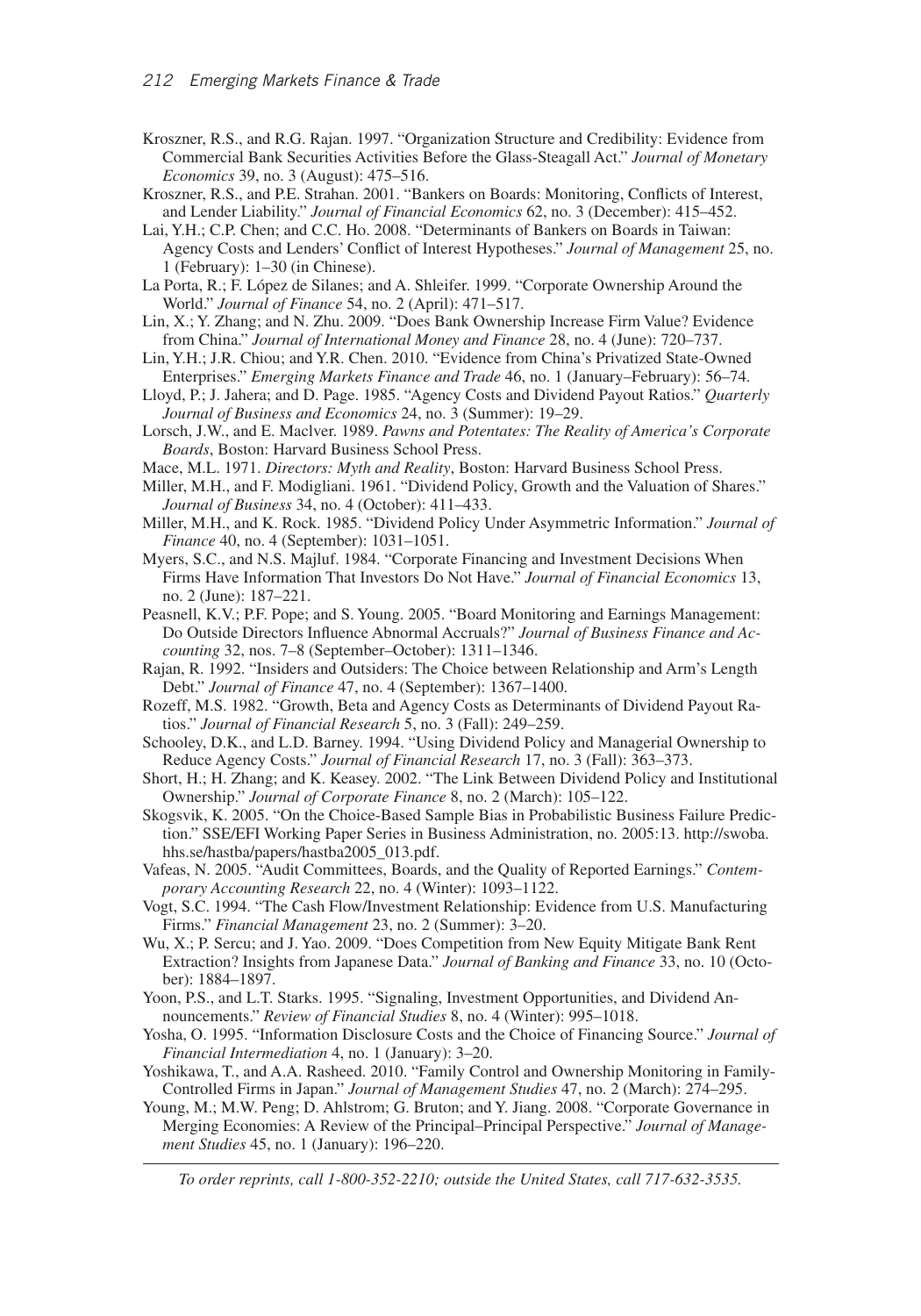Kroszner, R.S., and R.G. Rajan. 1997. "Organization Structure and Credibility: Evidence from Commercial Bank Securities Activities Before the Glass-Steagall Act." *Journal of Monetary Economics* 39, no. 3 (August): 475–516.

Kroszner, R.S., and P.E. Strahan. 2001. "Bankers on Boards: Monitoring, Conflicts of Interest, and Lender Liability." *Journal of Financial Economics* 62, no. 3 (December): 415–452.

Lai, Y.H.; C.P. Chen; and C.C. Ho. 2008. "Determinants of Bankers on Boards in Taiwan: Agency Costs and Lenders' Conflict of Interest Hypotheses." *Journal of Management* 25, no. 1 (February): 1–30 (in Chinese).

La Porta, R.; F. López de Silanes; and A. Shleifer. 1999. "Corporate Ownership Around the World." *Journal of Finance* 54, no. 2 (April): 471–517.

Lin, X.; Y. Zhang; and N. Zhu. 2009. "Does Bank Ownership Increase Firm Value? Evidence from China." *Journal of International Money and Finance* 28, no. 4 (June): 720–737.

Lin, Y.H.; J.R. Chiou; and Y.R. Chen. 2010. "Evidence from China's Privatized State-Owned Enterprises." *Emerging Markets Finance and Trade* 46, no. 1 (January–February): 56–74.

Lloyd, P.; J. Jahera; and D. Page. 1985. "Agency Costs and Dividend Payout Ratios." *Quarterly Journal of Business and Economics* 24, no. 3 (Summer): 19–29.

Lorsch, J.W., and E. MacIver. 1989. *Pawns and Potentates: The Reality of America's Corporate Boards*, Boston: Harvard Business School Press.

Mace, M.L. 1971. *Directors: Myth and Reality*, Boston: Harvard Business School Press.

Miller, M.H., and F. Modigliani. 1961. "Dividend Policy, Growth and the Valuation of Shares." *Journal of Business* 34, no. 4 (October): 411–433.

Miller, M.H., and K. Rock. 1985. "Dividend Policy Under Asymmetric Information." *Journal of Finance* 40, no. 4 (September): 1031–1051.

Myers, S.C., and N.S. Majluf. 1984. "Corporate Financing and Investment Decisions When Firms Have Information That Investors Do Not Have." *Journal of Financial Economics* 13, no. 2 (June): 187–221.

Peasnell, K.V.; P.F. Pope; and S. Young. 2005. "Board Monitoring and Earnings Management: Do Outside Directors Influence Abnormal Accruals?" *Journal of Business Finance and Accounting* 32, nos. 7–8 (September–October): 1311–1346.

Rajan, R. 1992. "Insiders and Outsiders: The Choice between Relationship and Arm's Length Debt." *Journal of Finance* 47, no. 4 (September): 1367–1400.

Rozeff, M.S. 1982. "Growth, Beta and Agency Costs as Determinants of Dividend Payout Ratios." *Journal of Financial Research* 5, no. 3 (Fall): 249–259.

Schooley, D.K., and L.D. Barney. 1994. "Using Dividend Policy and Managerial Ownership to Reduce Agency Costs." *Journal of Financial Research* 17, no. 3 (Fall): 363–373.

Short, H.; H. Zhang; and K. Keasey. 2002. "The Link Between Dividend Policy and Institutional Ownership." *Journal of Corporate Finance* 8, no. 2 (March): 105–122.

Skogsvik, K. 2005. "On the Choice-Based Sample Bias in Probabilistic Business Failure Prediction." SSE/EFI Working Paper Series in Business Administration, no. 2005:13. http://swoba.hhs.se/hastba/papers/hastba2005_013.pdf.

Vafeas, N. 2005. "Audit Committees, Boards, and the Quality of Reported Earnings." *Contemporary Accounting Research* 22, no. 4 (Winter): 1093–1122.

Vogt, S.C. 1994. "The Cash Flow/Investment Relationship: Evidence from U.S. Manufacturing Firms." *Financial Management* 23, no. 2 (Summer): 3–20.

Wu, X.; P. Sercu; and J. Yao. 2009. "Does Competition from New Equity Mitigate Bank Rent Extraction? Insights from Japanese Data." *Journal of Banking and Finance* 33, no. 10 (October): 1884–1897.

Yoon, P.S., and L.T. Starks. 1995. "Signaling, Investment Opportunities, and Dividend Announcements." *Review of Financial Studies* 8, no. 4 (Winter): 995–1018.

Yosha, O. 1995. "Information Disclosure Costs and the Choice of Financing Source." *Journal of Financial Intermediation* 4, no. 1 (January): 3–20.

Yoshikawa, T., and A.A. Rasheed. 2010. "Family Control and Ownership Monitoring in Family-Controlled Firms in Japan." *Journal of Management Studies* 47, no. 2 (March): 274–295.

Young, M.; M.W. Peng; D. Ahlstrom; G. Bruton; and Y. Jiang. 2008. "Corporate Governance in Merging Economies: A Review of the Principal–Principal Perspective." *Journal of Management Studies* 45, no. 1 (January): 196–220.

---

*To order reprints, call 1-800-352-2210; outside the United States, call 717-632-3535.*